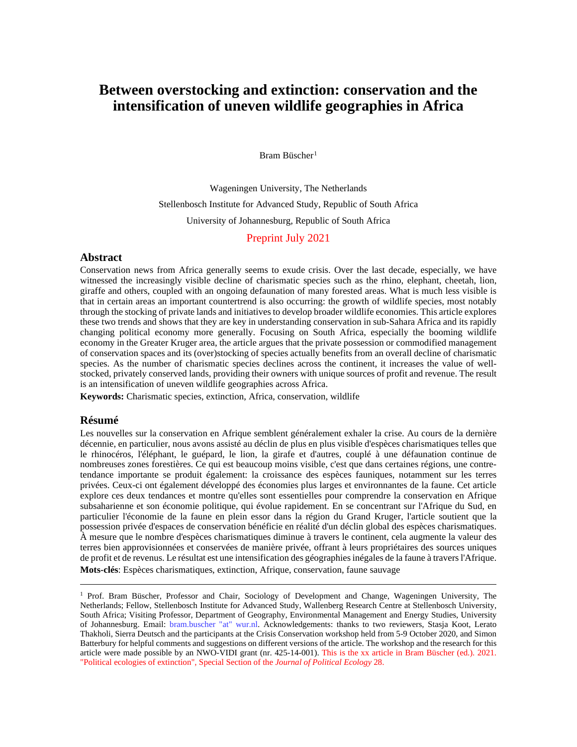# Between overstocking and extinction: conservation and the intensification of uneven wildlife geographies in Africa

Bram Büscher[1]

Wageningen University, The Netherlands

Stellenbosch Institute for Advanced Study, Republic of South Africa

University of Johannesburg, Republic of South Africa

Preprint July 2021

## Abstract

Conservation news from Africa generally seems to exude crisis. Over the last decade, especially, we have witnessed the increasingly visible decline of charismatic species such as the rhino, elephant, cheetah, lion, giraffe and others, coupled with an ongoing defaunation of many forested areas. What is much less visible is that in certain areas an important countertrend is also occurring: the growth of wildlife species, most notably through the stocking of private lands and initiatives to develop broader wildlife economies. This article explores these two trends and shows that they are key in understanding conservation in sub-Sahara Africa and its rapidly changing political economy more generally. Focusing on South Africa, especially the booming wildlife economy in the Greater Kruger area, the article argues that the private possession or commodified management of conservation spaces and its (over)stocking of species actually benefits from an overall decline of charismatic species. As the number of charismatic species declines across the continent, it increases the value of well-stocked, privately conserved lands, providing their owners with unique sources of profit and revenue. The result is an intensification of uneven wildlife geographies across Africa.

**Keywords:** Charismatic species, extinction, Africa, conservation, wildlife

## Résumé

Les nouvelles sur la conservation en Afrique semblent généralement exhaler la crise. Au cours de la dernière décennie, en particulier, nous avons assisté au déclin de plus en plus visible d'espèces charismatiques telles que le rhinocéros, l'éléphant, le guépard, le lion, la girafe et d'autres, couplé à une défaunation continue de nombreuses zones forestières. Ce qui est beaucoup moins visible, c'est que dans certaines régions, une contre-tendance importante se produit également: la croissance des espèces fauniques, notamment sur les terres privées. Ceux-ci ont également développé des économies plus larges et environnantes de la faune. Cet article explore ces deux tendances et montre qu'elles sont essentielles pour comprendre la conservation en Afrique subsaharienne et son économie politique, qui évolue rapidement. En se concentrant sur l'Afrique du Sud, en particulier l'économie de la faune en plein essor dans la région du Grand Kruger, l'article soutient que la possession privée d'espaces de conservation bénéficie en réalité d'un déclin global des espèces charismatiques. À mesure que le nombre d'espèces charismatiques diminue à travers le continent, cela augmente la valeur des terres bien approvisionnées et conservées de manière privée, offrant à leurs propriétaires des sources uniques de profit et de revenus. Le résultat est une intensification des géographies inégales de la faune à travers l'Afrique.

**Mots-clés**: Espèces charismatiques, extinction, Afrique, conservation, faune sauvage

---

[1] Prof. Bram Büscher, Professor and Chair, Sociology of Development and Change, Wageningen University, The Netherlands; Fellow, Stellenbosch Institute for Advanced Study, Wallenberg Research Centre at Stellenbosch University, South Africa; Visiting Professor, Department of Geography, Environmental Management and Energy Studies, University of Johannesburg. Email: bram.buscher "at" wur.nl. Acknowledgements: thanks to two reviewers, Stasja Koot, Lerato Thakholi, Sierra Deutsch and the participants at the Crisis Conservation workshop held from 5-9 October 2020, and Simon Batterbury for helpful comments and suggestions on different versions of the article. The workshop and the research for this article were made possible by an NWO-VIDI grant (nr. 425-14-001). This is the xx article in Bram Büscher (ed.). 2021. "Political ecologies of extinction", Special Section of the *Journal of Political Ecology* 28.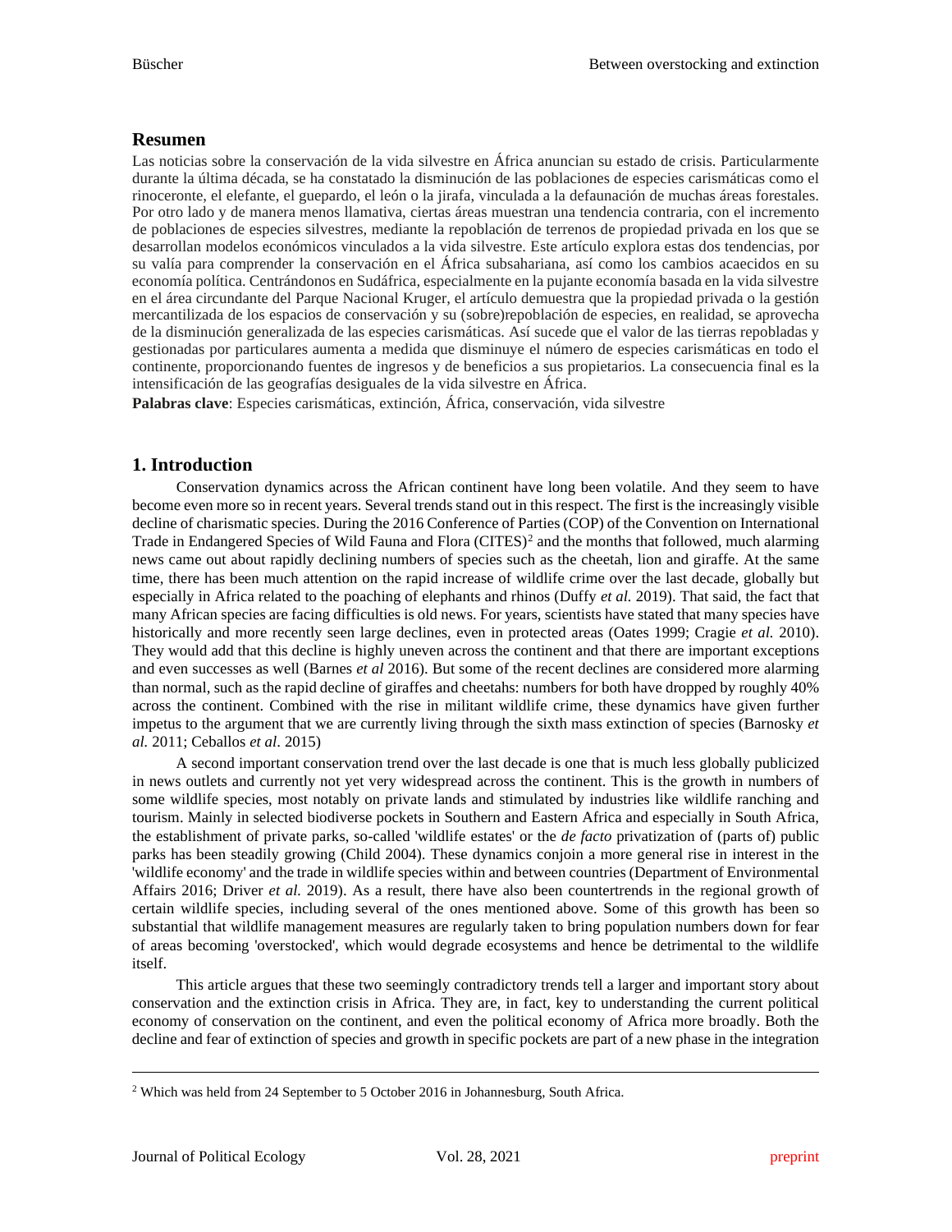## Resumen

Las noticias sobre la conservación de la vida silvestre en África anuncian su estado de crisis. Particularmente durante la última década, se ha constatado la disminución de las poblaciones de especies carismáticas como el rinoceronte, el elefante, el guepardo, el león o la jirafa, vinculada a la defaunación de muchas áreas forestales. Por otro lado y de manera menos llamativa, ciertas áreas muestran una tendencia contraria, con el incremento de poblaciones de especies silvestres, mediante la repoblación de terrenos de propiedad privada en los que se desarrollan modelos económicos vinculados a la vida silvestre. Este artículo explora estas dos tendencias, por su valía para comprender la conservación en el África subsahariana, así como los cambios acaecidos en su economía política. Centrándonos en Sudáfrica, especialmente en la pujante economía basada en la vida silvestre en el área circundante del Parque Nacional Kruger, el artículo demuestra que la propiedad privada o la gestión mercantilizada de los espacios de conservación y su (sobre)repoblación de especies, en realidad, se aprovecha de la disminución generalizada de las especies carismáticas. Así sucede que el valor de las tierras repobladas y gestionadas por particulares aumenta a medida que disminuye el número de especies carismáticas en todo el continente, proporcionando fuentes de ingresos y de beneficios a sus propietarios. La consecuencia final es la intensificación de las geografías desiguales de la vida silvestre en África.

**Palabras clave**: Especies carismáticas, extinción, África, conservación, vida silvestre

## 1. Introduction

Conservation dynamics across the African continent have long been volatile. And they seem to have become even more so in recent years. Several trends stand out in this respect. The first is the increasingly visible decline of charismatic species. During the 2016 Conference of Parties (COP) of the Convention on International Trade in Endangered Species of Wild Fauna and Flora (CITES)[2] and the months that followed, much alarming news came out about rapidly declining numbers of species such as the cheetah, lion and giraffe. At the same time, there has been much attention on the rapid increase of wildlife crime over the last decade, globally but especially in Africa related to the poaching of elephants and rhinos (Duffy *et al.* 2019). That said, the fact that many African species are facing difficulties is old news. For years, scientists have stated that many species have historically and more recently seen large declines, even in protected areas (Oates 1999; Cragie *et al.* 2010). They would add that this decline is highly uneven across the continent and that there are important exceptions and even successes as well (Barnes *et al* 2016). But some of the recent declines are considered more alarming than normal, such as the rapid decline of giraffes and cheetahs: numbers for both have dropped by roughly 40% across the continent. Combined with the rise in militant wildlife crime, these dynamics have given further impetus to the argument that we are currently living through the sixth mass extinction of species (Barnosky *et al.* 2011; Ceballos *et al.* 2015)

A second important conservation trend over the last decade is one that is much less globally publicized in news outlets and currently not yet very widespread across the continent. This is the growth in numbers of some wildlife species, most notably on private lands and stimulated by industries like wildlife ranching and tourism. Mainly in selected biodiverse pockets in Southern and Eastern Africa and especially in South Africa, the establishment of private parks, so-called 'wildlife estates' or the *de facto* privatization of (parts of) public parks has been steadily growing (Child 2004). These dynamics conjoin a more general rise in interest in the 'wildlife economy' and the trade in wildlife species within and between countries (Department of Environmental Affairs 2016; Driver *et al.* 2019). As a result, there have also been countertrends in the regional growth of certain wildlife species, including several of the ones mentioned above. Some of this growth has been so substantial that wildlife management measures are regularly taken to bring population numbers down for fear of areas becoming 'overstocked', which would degrade ecosystems and hence be detrimental to the wildlife itself.

This article argues that these two seemingly contradictory trends tell a larger and important story about conservation and the extinction crisis in Africa. They are, in fact, key to understanding the current political economy of conservation on the continent, and even the political economy of Africa more broadly. Both the decline and fear of extinction of species and growth in specific pockets are part of a new phase in the integration

[2] Which was held from 24 September to 5 October 2016 in Johannesburg, South Africa.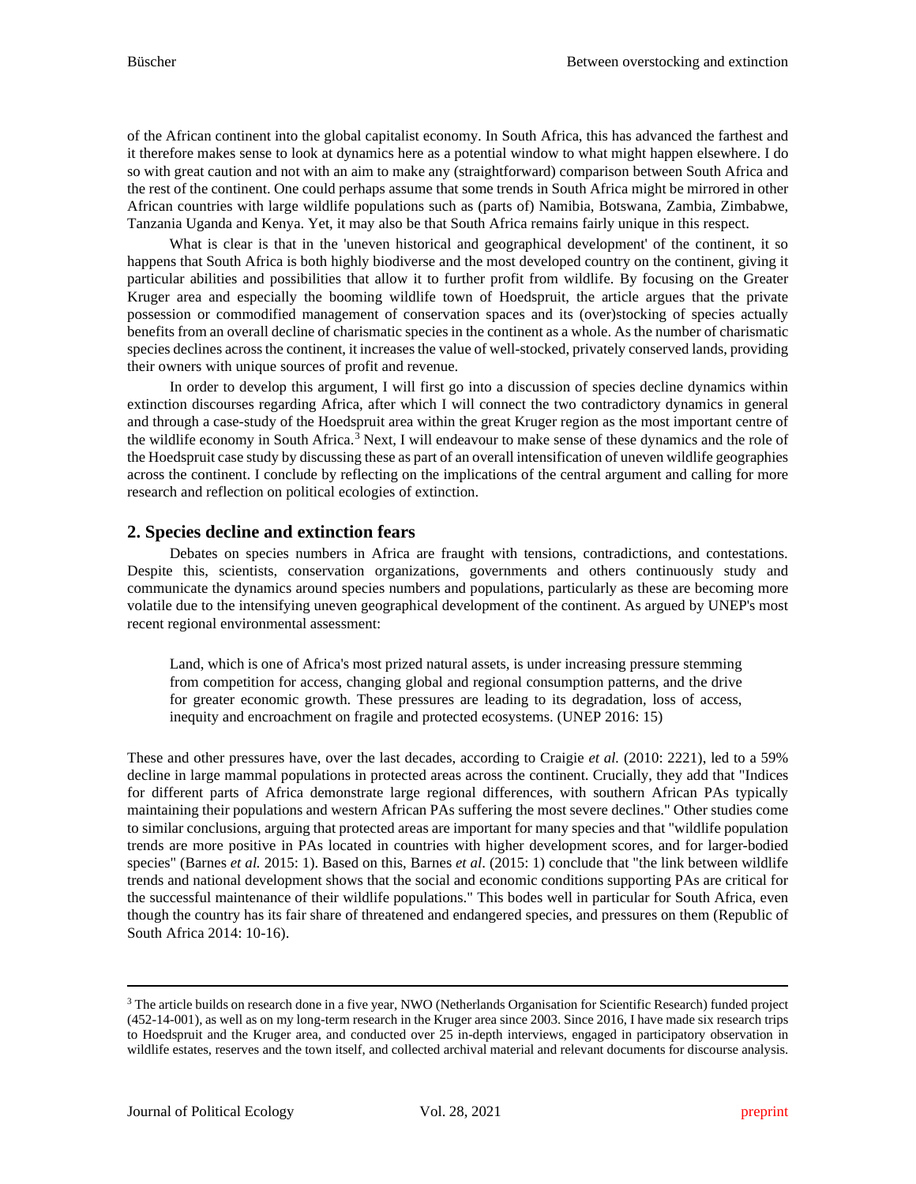of the African continent into the global capitalist economy. In South Africa, this has advanced the farthest and it therefore makes sense to look at dynamics here as a potential window to what might happen elsewhere. I do so with great caution and not with an aim to make any (straightforward) comparison between South Africa and the rest of the continent. One could perhaps assume that some trends in South Africa might be mirrored in other African countries with large wildlife populations such as (parts of) Namibia, Botswana, Zambia, Zimbabwe, Tanzania Uganda and Kenya. Yet, it may also be that South Africa remains fairly unique in this respect.

What is clear is that in the 'uneven historical and geographical development' of the continent, it so happens that South Africa is both highly biodiverse and the most developed country on the continent, giving it particular abilities and possibilities that allow it to further profit from wildlife. By focusing on the Greater Kruger area and especially the booming wildlife town of Hoedspruit, the article argues that the private possession or commodified management of conservation spaces and its (over)stocking of species actually benefits from an overall decline of charismatic species in the continent as a whole. As the number of charismatic species declines across the continent, it increases the value of well-stocked, privately conserved lands, providing their owners with unique sources of profit and revenue.

In order to develop this argument, I will first go into a discussion of species decline dynamics within extinction discourses regarding Africa, after which I will connect the two contradictory dynamics in general and through a case-study of the Hoedspruit area within the great Kruger region as the most important centre of the wildlife economy in South Africa.[3] Next, I will endeavour to make sense of these dynamics and the role of the Hoedspruit case study by discussing these as part of an overall intensification of uneven wildlife geographies across the continent. I conclude by reflecting on the implications of the central argument and calling for more research and reflection on political ecologies of extinction.

## 2. Species decline and extinction fears

Debates on species numbers in Africa are fraught with tensions, contradictions, and contestations. Despite this, scientists, conservation organizations, governments and others continuously study and communicate the dynamics around species numbers and populations, particularly as these are becoming more volatile due to the intensifying uneven geographical development of the continent. As argued by UNEP's most recent regional environmental assessment:

> Land, which is one of Africa's most prized natural assets, is under increasing pressure stemming from competition for access, changing global and regional consumption patterns, and the drive for greater economic growth. These pressures are leading to its degradation, loss of access, inequity and encroachment on fragile and protected ecosystems. (UNEP 2016: 15)

These and other pressures have, over the last decades, according to Craigie *et al.* (2010: 2221), led to a 59% decline in large mammal populations in protected areas across the continent. Crucially, they add that "Indices for different parts of Africa demonstrate large regional differences, with southern African PAs typically maintaining their populations and western African PAs suffering the most severe declines." Other studies come to similar conclusions, arguing that protected areas are important for many species and that "wildlife population trends are more positive in PAs located in countries with higher development scores, and for larger-bodied species" (Barnes *et al.* 2015: 1). Based on this, Barnes *et al*. (2015: 1) conclude that "the link between wildlife trends and national development shows that the social and economic conditions supporting PAs are critical for the successful maintenance of their wildlife populations." This bodes well in particular for South Africa, even though the country has its fair share of threatened and endangered species, and pressures on them (Republic of South Africa 2014: 10-16).

---

[3] The article builds on research done in a five year, NWO (Netherlands Organisation for Scientific Research) funded project (452-14-001), as well as on my long-term research in the Kruger area since 2003. Since 2016, I have made six research trips to Hoedspruit and the Kruger area, and conducted over 25 in-depth interviews, engaged in participatory observation in wildlife estates, reserves and the town itself, and collected archival material and relevant documents for discourse analysis.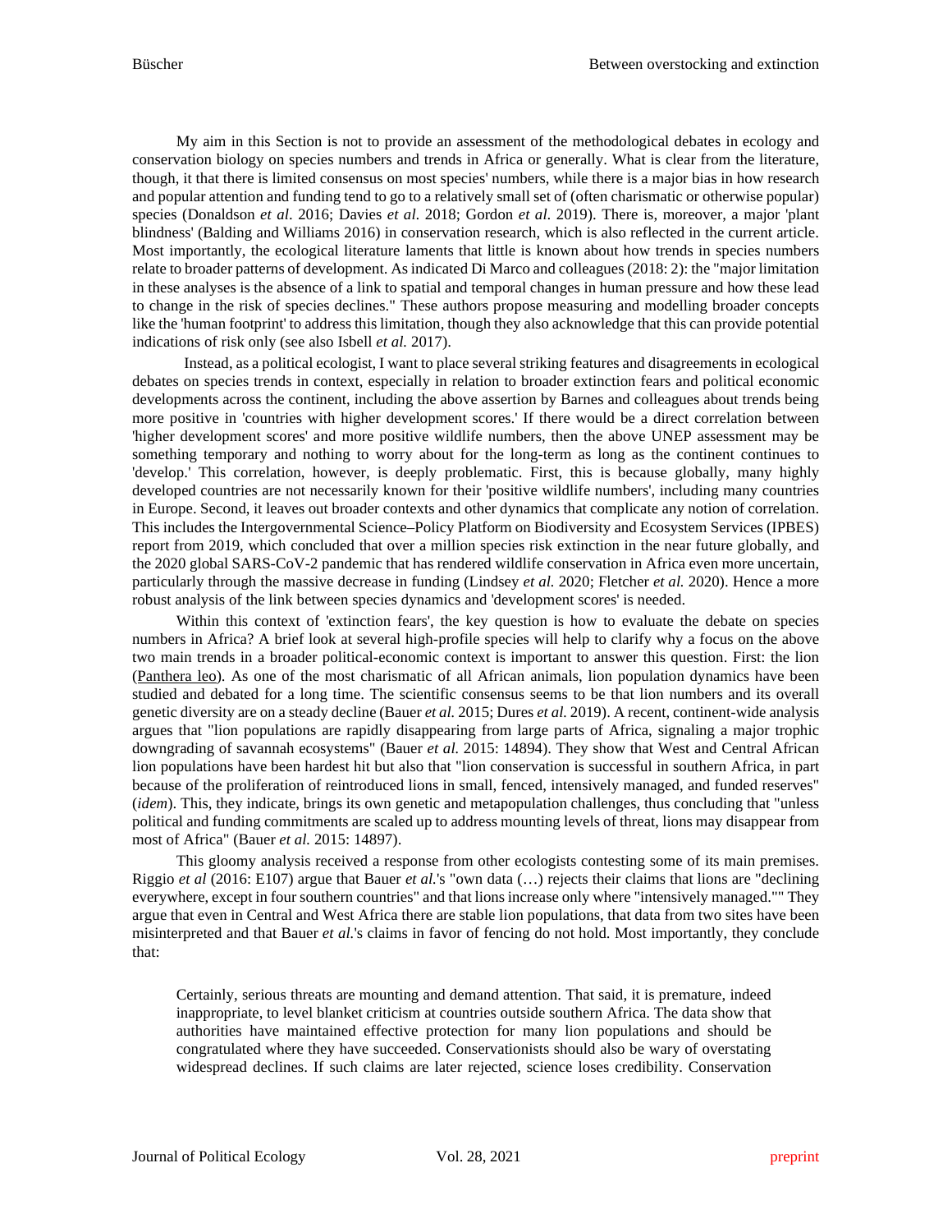My aim in this Section is not to provide an assessment of the methodological debates in ecology and conservation biology on species numbers and trends in Africa or generally. What is clear from the literature, though, it that there is limited consensus on most species' numbers, while there is a major bias in how research and popular attention and funding tend to go to a relatively small set of (often charismatic or otherwise popular) species (Donaldson *et al.* 2016; Davies *et al.* 2018; Gordon *et al.* 2019). There is, moreover, a major 'plant blindness' (Balding and Williams 2016) in conservation research, which is also reflected in the current article. Most importantly, the ecological literature laments that little is known about how trends in species numbers relate to broader patterns of development. As indicated Di Marco and colleagues (2018: 2): the "major limitation in these analyses is the absence of a link to spatial and temporal changes in human pressure and how these lead to change in the risk of species declines." These authors propose measuring and modelling broader concepts like the 'human footprint' to address this limitation, though they also acknowledge that this can provide potential indications of risk only (see also Isbell *et al.* 2017).

Instead, as a political ecologist, I want to place several striking features and disagreements in ecological debates on species trends in context, especially in relation to broader extinction fears and political economic developments across the continent, including the above assertion by Barnes and colleagues about trends being more positive in 'countries with higher development scores.' If there would be a direct correlation between 'higher development scores' and more positive wildlife numbers, then the above UNEP assessment may be something temporary and nothing to worry about for the long-term as long as the continent continues to 'develop.' This correlation, however, is deeply problematic. First, this is because globally, many highly developed countries are not necessarily known for their 'positive wildlife numbers', including many countries in Europe. Second, it leaves out broader contexts and other dynamics that complicate any notion of correlation. This includes the Intergovernmental Science–Policy Platform on Biodiversity and Ecosystem Services (IPBES) report from 2019, which concluded that over a million species risk extinction in the near future globally, and the 2020 global SARS-CoV-2 pandemic that has rendered wildlife conservation in Africa even more uncertain, particularly through the massive decrease in funding (Lindsey *et al.* 2020; Fletcher *et al.* 2020). Hence a more robust analysis of the link between species dynamics and 'development scores' is needed.

Within this context of 'extinction fears', the key question is how to evaluate the debate on species numbers in Africa? A brief look at several high-profile species will help to clarify why a focus on the above two main trends in a broader political-economic context is important to answer this question. First: the lion (Panthera leo). As one of the most charismatic of all African animals, lion population dynamics have been studied and debated for a long time. The scientific consensus seems to be that lion numbers and its overall genetic diversity are on a steady decline (Bauer *et al.* 2015; Dures *et al.* 2019). A recent, continent-wide analysis argues that "lion populations are rapidly disappearing from large parts of Africa, signaling a major trophic downgrading of savannah ecosystems" (Bauer *et al.* 2015: 14894). They show that West and Central African lion populations have been hardest hit but also that "lion conservation is successful in southern Africa, in part because of the proliferation of reintroduced lions in small, fenced, intensively managed, and funded reserves" (*idem*). This, they indicate, brings its own genetic and metapopulation challenges, thus concluding that "unless political and funding commitments are scaled up to address mounting levels of threat, lions may disappear from most of Africa" (Bauer *et al.* 2015: 14897).

This gloomy analysis received a response from other ecologists contesting some of its main premises. Riggio *et al* (2016: E107) argue that Bauer *et al.*'s "own data (…) rejects their claims that lions are "declining everywhere, except in four southern countries" and that lions increase only where "intensively managed."" They argue that even in Central and West Africa there are stable lion populations, that data from two sites have been misinterpreted and that Bauer *et al.*'s claims in favor of fencing do not hold. Most importantly, they conclude that:

> Certainly, serious threats are mounting and demand attention. That said, it is premature, indeed inappropriate, to level blanket criticism at countries outside southern Africa. The data show that authorities have maintained effective protection for many lion populations and should be congratulated where they have succeeded. Conservationists should also be wary of overstating widespread declines. If such claims are later rejected, science loses credibility. Conservation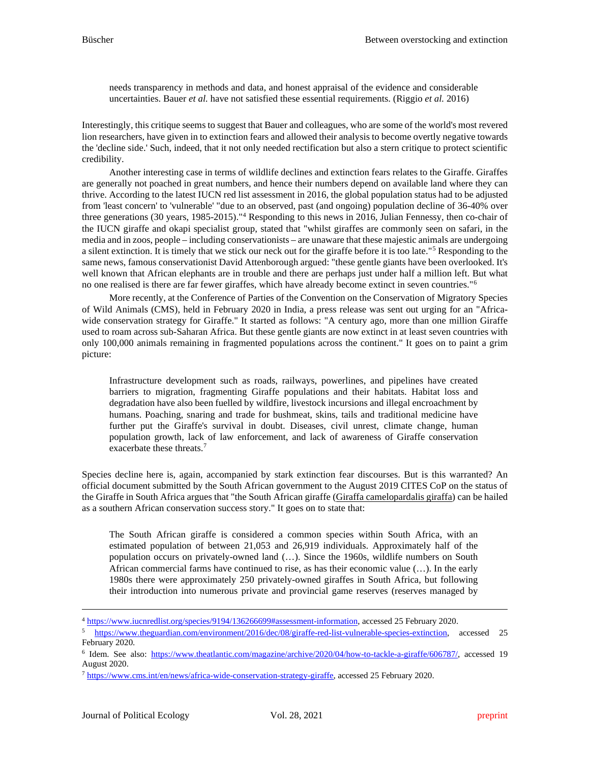> needs transparency in methods and data, and honest appraisal of the evidence and considerable uncertainties. Bauer *et al.* have not satisfied these essential requirements. (Riggio *et al.* 2016)

Interestingly, this critique seems to suggest that Bauer and colleagues, who are some of the world's most revered lion researchers, have given in to extinction fears and allowed their analysis to become overtly negative towards the 'decline side.' Such, indeed, that it not only needed rectification but also a stern critique to protect scientific credibility.

Another interesting case in terms of wildlife declines and extinction fears relates to the Giraffe. Giraffes are generally not poached in great numbers, and hence their numbers depend on available land where they can thrive. According to the latest IUCN red list assessment in 2016, the global population status had to be adjusted from 'least concern' to 'vulnerable' "due to an observed, past (and ongoing) population decline of 36-40% over three generations (30 years, 1985-2015)."[4] Responding to this news in 2016, Julian Fennessy, then co-chair of the IUCN giraffe and okapi specialist group, stated that "whilst giraffes are commonly seen on safari, in the media and in zoos, people – including conservationists – are unaware that these majestic animals are undergoing a silent extinction. It is timely that we stick our neck out for the giraffe before it is too late."[5] Responding to the same news, famous conservationist David Attenborough argued: "these gentle giants have been overlooked. It's well known that African elephants are in trouble and there are perhaps just under half a million left. But what no one realised is there are far fewer giraffes, which have already become extinct in seven countries."[6]

More recently, at the Conference of Parties of the Convention on the Conservation of Migratory Species of Wild Animals (CMS), held in February 2020 in India, a press release was sent out urging for an "Africa-wide conservation strategy for Giraffe." It started as follows: "A century ago, more than one million Giraffe used to roam across sub-Saharan Africa. But these gentle giants are now extinct in at least seven countries with only 100,000 animals remaining in fragmented populations across the continent." It goes on to paint a grim picture:

> Infrastructure development such as roads, railways, powerlines, and pipelines have created barriers to migration, fragmenting Giraffe populations and their habitats. Habitat loss and degradation have also been fuelled by wildfire, livestock incursions and illegal encroachment by humans. Poaching, snaring and trade for bushmeat, skins, tails and traditional medicine have further put the Giraffe's survival in doubt. Diseases, civil unrest, climate change, human population growth, lack of law enforcement, and lack of awareness of Giraffe conservation exacerbate these threats.[7]

Species decline here is, again, accompanied by stark extinction fear discourses. But is this warranted? An official document submitted by the South African government to the August 2019 CITES CoP on the status of the Giraffe in South Africa argues that "the South African giraffe (Giraffa camelopardalis giraffa) can be hailed as a southern African conservation success story." It goes on to state that:

> The South African giraffe is considered a common species within South Africa, with an estimated population of between 21,053 and 26,919 individuals. Approximately half of the population occurs on privately-owned land (…). Since the 1960s, wildlife numbers on South African commercial farms have continued to rise, as has their economic value (…). In the early 1980s there were approximately 250 privately-owned giraffes in South Africa, but following their introduction into numerous private and provincial game reserves (reserves managed by

---

[4] https://www.iucnredlist.org/species/9194/136266699#assessment-information, accessed 25 February 2020.

[5] https://www.theguardian.com/environment/2016/dec/08/giraffe-red-list-vulnerable-species-extinction, accessed 25 February 2020.

[6] Idem. See also: https://www.theatlantic.com/magazine/archive/2020/04/how-to-tackle-a-giraffe/606787/, accessed 19 August 2020.

[7] https://www.cms.int/en/news/africa-wide-conservation-strategy-giraffe, accessed 25 February 2020.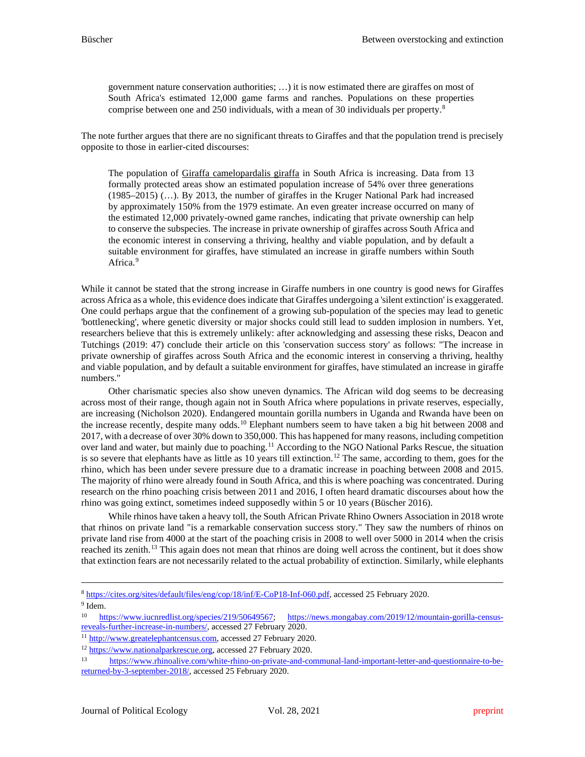> government nature conservation authorities; …) it is now estimated there are giraffes on most of South Africa's estimated 12,000 game farms and ranches. Populations on these properties comprise between one and 250 individuals, with a mean of 30 individuals per property.[8]

The note further argues that there are no significant threats to Giraffes and that the population trend is precisely opposite to those in earlier-cited discourses:

> The population of Giraffa camelopardalis giraffa in South Africa is increasing. Data from 13 formally protected areas show an estimated population increase of 54% over three generations (1985–2015) (…). By 2013, the number of giraffes in the Kruger National Park had increased by approximately 150% from the 1979 estimate. An even greater increase occurred on many of the estimated 12,000 privately-owned game ranches, indicating that private ownership can help to conserve the subspecies. The increase in private ownership of giraffes across South Africa and the economic interest in conserving a thriving, healthy and viable population, and by default a suitable environment for giraffes, have stimulated an increase in giraffe numbers within South Africa.[9]

While it cannot be stated that the strong increase in Giraffe numbers in one country is good news for Giraffes across Africa as a whole, this evidence does indicate that Giraffes undergoing a 'silent extinction' is exaggerated. One could perhaps argue that the confinement of a growing sub-population of the species may lead to genetic 'bottlenecking', where genetic diversity or major shocks could still lead to sudden implosion in numbers. Yet, researchers believe that this is extremely unlikely: after acknowledging and assessing these risks, Deacon and Tutchings (2019: 47) conclude their article on this 'conservation success story' as follows: "The increase in private ownership of giraffes across South Africa and the economic interest in conserving a thriving, healthy and viable population, and by default a suitable environment for giraffes, have stimulated an increase in giraffe numbers."

Other charismatic species also show uneven dynamics. The African wild dog seems to be decreasing across most of their range, though again not in South Africa where populations in private reserves, especially, are increasing (Nicholson 2020). Endangered mountain gorilla numbers in Uganda and Rwanda have been on the increase recently, despite many odds.[10] Elephant numbers seem to have taken a big hit between 2008 and 2017, with a decrease of over 30% down to 350,000. This has happened for many reasons, including competition over land and water, but mainly due to poaching.[11] According to the NGO National Parks Rescue, the situation is so severe that elephants have as little as 10 years till extinction.[12] The same, according to them, goes for the rhino, which has been under severe pressure due to a dramatic increase in poaching between 2008 and 2015. The majority of rhino were already found in South Africa, and this is where poaching was concentrated. During research on the rhino poaching crisis between 2011 and 2016, I often heard dramatic discourses about how the rhino was going extinct, sometimes indeed supposedly within 5 or 10 years (Büscher 2016).

While rhinos have taken a heavy toll, the South African Private Rhino Owners Association in 2018 wrote that rhinos on private land "is a remarkable conservation success story." They saw the numbers of rhinos on private land rise from 4000 at the start of the poaching crisis in 2008 to well over 5000 in 2014 when the crisis reached its zenith.[13] This again does not mean that rhinos are doing well across the continent, but it does show that extinction fears are not necessarily related to the actual probability of extinction. Similarly, while elephants

---

[8] https://cites.org/sites/default/files/eng/cop/18/inf/E-CoP18-Inf-060.pdf, accessed 25 February 2020.

[9] Idem.

[10] https://www.iucnredlist.org/species/219/50649567; https://news.mongabay.com/2019/12/mountain-gorilla-census-reveals-further-increase-in-numbers/, accessed 27 February 2020.

[11] http://www.greatelephantcensus.com, accessed 27 February 2020.

[12] https://www.nationalparkrescue.org, accessed 27 February 2020.

[13] https://www.rhinoalive.com/white-rhino-on-private-and-communal-land-important-letter-and-questionnaire-to-be-returned-by-3-september-2018/, accessed 25 February 2020.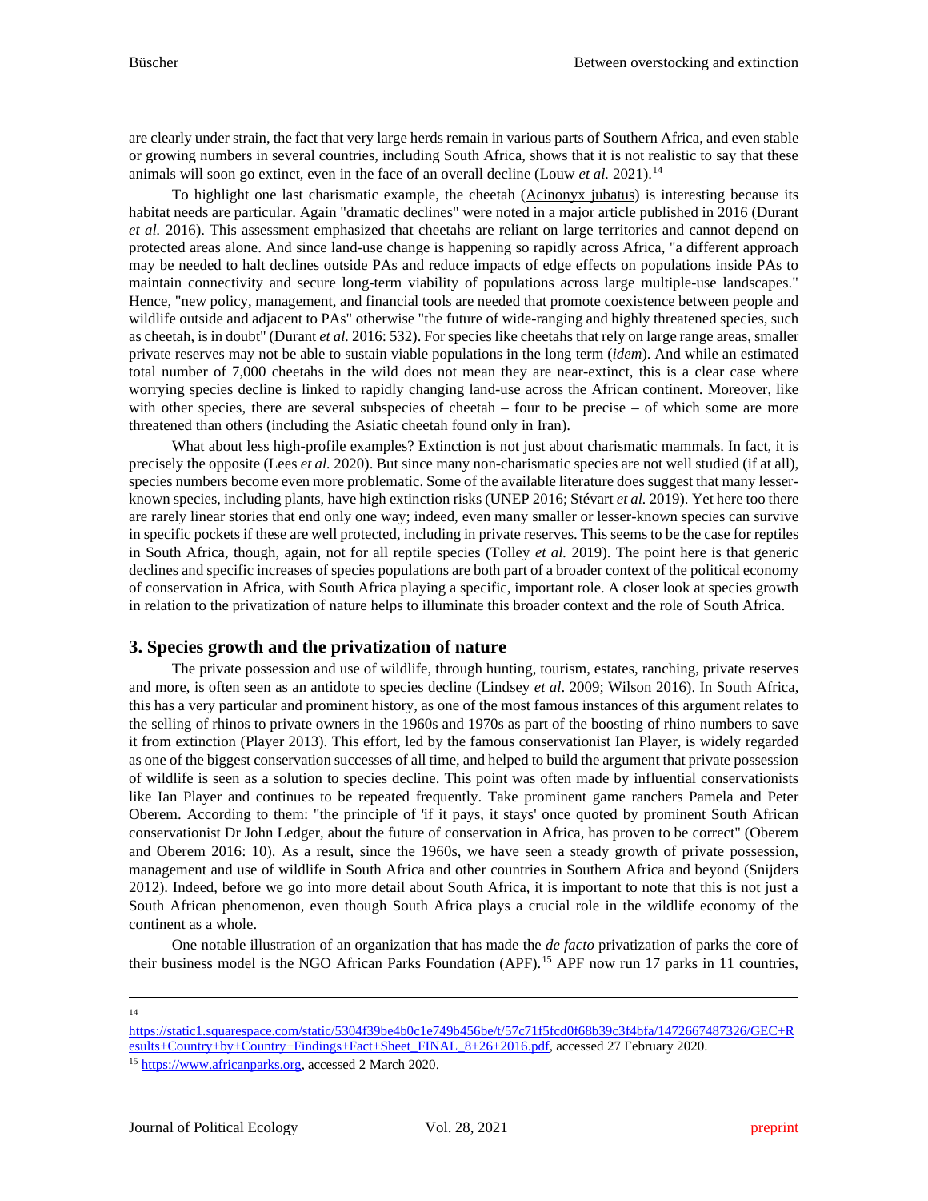are clearly under strain, the fact that very large herds remain in various parts of Southern Africa, and even stable or growing numbers in several countries, including South Africa, shows that it is not realistic to say that these animals will soon go extinct, even in the face of an overall decline (Louw *et al.* 2021).[14]

To highlight one last charismatic example, the cheetah (Acinonyx jubatus) is interesting because its habitat needs are particular. Again "dramatic declines" were noted in a major article published in 2016 (Durant *et al.* 2016). This assessment emphasized that cheetahs are reliant on large territories and cannot depend on protected areas alone. And since land-use change is happening so rapidly across Africa, "a different approach may be needed to halt declines outside PAs and reduce impacts of edge effects on populations inside PAs to maintain connectivity and secure long-term viability of populations across large multiple-use landscapes." Hence, "new policy, management, and financial tools are needed that promote coexistence between people and wildlife outside and adjacent to PAs" otherwise "the future of wide-ranging and highly threatened species, such as cheetah, is in doubt" (Durant *et al.* 2016: 532). For species like cheetahs that rely on large range areas, smaller private reserves may not be able to sustain viable populations in the long term (*idem*). And while an estimated total number of 7,000 cheetahs in the wild does not mean they are near-extinct, this is a clear case where worrying species decline is linked to rapidly changing land-use across the African continent. Moreover, like with other species, there are several subspecies of cheetah – four to be precise – of which some are more threatened than others (including the Asiatic cheetah found only in Iran).

What about less high-profile examples? Extinction is not just about charismatic mammals. In fact, it is precisely the opposite (Lees *et al.* 2020). But since many non-charismatic species are not well studied (if at all), species numbers become even more problematic. Some of the available literature does suggest that many lesser-known species, including plants, have high extinction risks (UNEP 2016; Stévart *et al.* 2019). Yet here too there are rarely linear stories that end only one way; indeed, even many smaller or lesser-known species can survive in specific pockets if these are well protected, including in private reserves. This seems to be the case for reptiles in South Africa, though, again, not for all reptile species (Tolley *et al.* 2019). The point here is that generic declines and specific increases of species populations are both part of a broader context of the political economy of conservation in Africa, with South Africa playing a specific, important role. A closer look at species growth in relation to the privatization of nature helps to illuminate this broader context and the role of South Africa.

## 3. Species growth and the privatization of nature

The private possession and use of wildlife, through hunting, tourism, estates, ranching, private reserves and more, is often seen as an antidote to species decline (Lindsey *et al.* 2009; Wilson 2016). In South Africa, this has a very particular and prominent history, as one of the most famous instances of this argument relates to the selling of rhinos to private owners in the 1960s and 1970s as part of the boosting of rhino numbers to save it from extinction (Player 2013). This effort, led by the famous conservationist Ian Player, is widely regarded as one of the biggest conservation successes of all time, and helped to build the argument that private possession of wildlife is seen as a solution to species decline. This point was often made by influential conservationists like Ian Player and continues to be repeated frequently. Take prominent game ranchers Pamela and Peter Oberem. According to them: "the principle of 'if it pays, it stays' once quoted by prominent South African conservationist Dr John Ledger, about the future of conservation in Africa, has proven to be correct" (Oberem and Oberem 2016: 10). As a result, since the 1960s, we have seen a steady growth of private possession, management and use of wildlife in South Africa and other countries in Southern Africa and beyond (Snijders 2012). Indeed, before we go into more detail about South Africa, it is important to note that this is not just a South African phenomenon, even though South Africa plays a crucial role in the wildlife economy of the continent as a whole.

One notable illustration of an organization that has made the *de facto* privatization of parks the core of their business model is the NGO African Parks Foundation (APF).[15] APF now run 17 parks in 11 countries,

---

[14] https://static1.squarespace.com/static/5304f39be4b0c1e749b456be/t/57c71f5fcd0f68b39c3f4bfa/1472667487326/GEC+Results+Country+by+Country+Findings+Fact+Sheet_FINAL_8+26+2016.pdf, accessed 27 February 2020.

[15] https://www.africanparks.org, accessed 2 March 2020.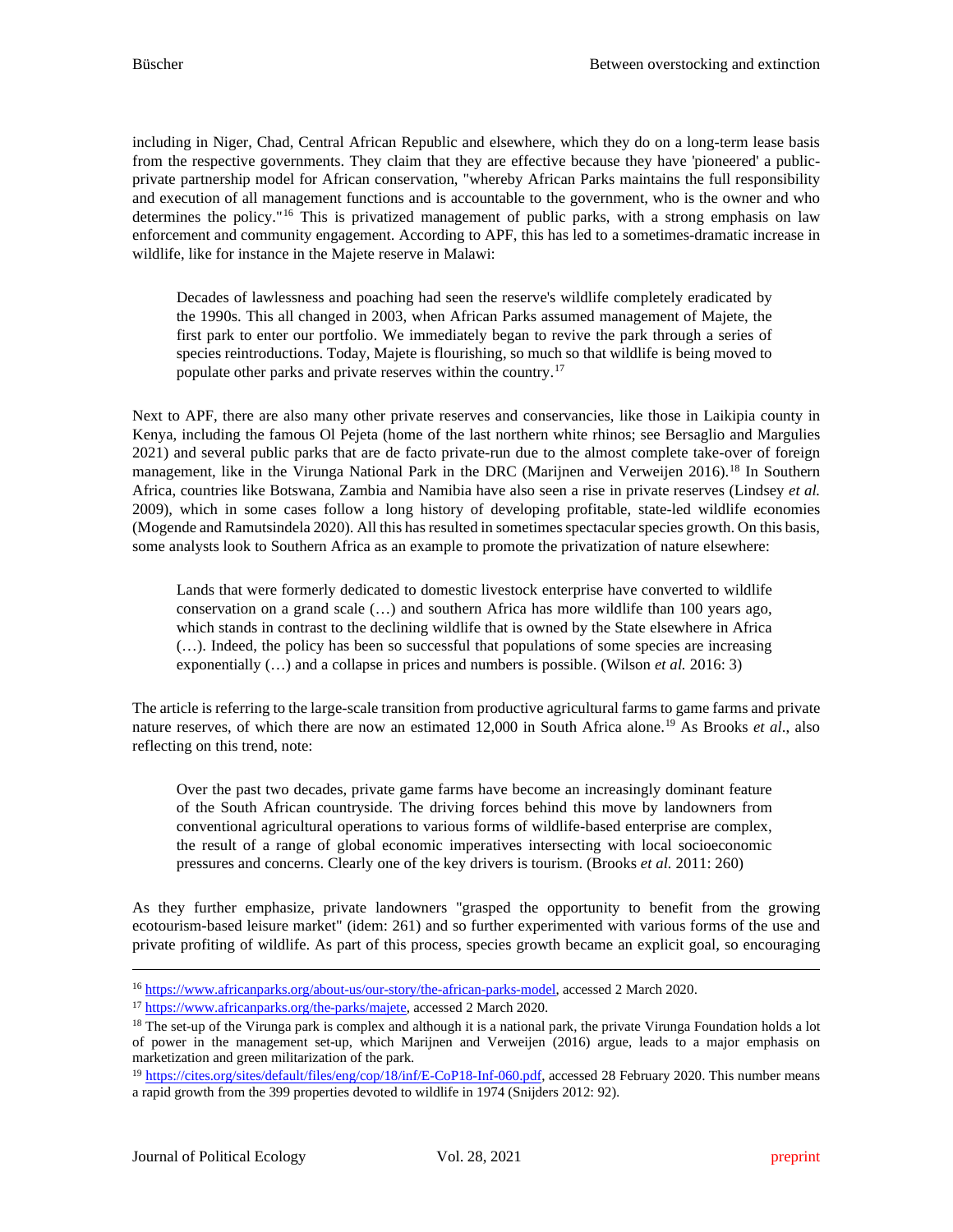including in Niger, Chad, Central African Republic and elsewhere, which they do on a long-term lease basis from the respective governments. They claim that they are effective because they have 'pioneered' a public-private partnership model for African conservation, "whereby African Parks maintains the full responsibility and execution of all management functions and is accountable to the government, who is the owner and who determines the policy."[16] This is privatized management of public parks, with a strong emphasis on law enforcement and community engagement. According to APF, this has led to a sometimes-dramatic increase in wildlife, like for instance in the Majete reserve in Malawi:

> Decades of lawlessness and poaching had seen the reserve's wildlife completely eradicated by the 1990s. This all changed in 2003, when African Parks assumed management of Majete, the first park to enter our portfolio. We immediately began to revive the park through a series of species reintroductions. Today, Majete is flourishing, so much so that wildlife is being moved to populate other parks and private reserves within the country.[17]

Next to APF, there are also many other private reserves and conservancies, like those in Laikipia county in Kenya, including the famous Ol Pejeta (home of the last northern white rhinos; see Bersaglio and Margulies 2021) and several public parks that are de facto private-run due to the almost complete take-over of foreign management, like in the Virunga National Park in the DRC (Marijnen and Verweijen 2016).[18] In Southern Africa, countries like Botswana, Zambia and Namibia have also seen a rise in private reserves (Lindsey *et al.* 2009), which in some cases follow a long history of developing profitable, state-led wildlife economies (Mogende and Ramutsindela 2020). All this has resulted in sometimes spectacular species growth. On this basis, some analysts look to Southern Africa as an example to promote the privatization of nature elsewhere:

> Lands that were formerly dedicated to domestic livestock enterprise have converted to wildlife conservation on a grand scale (…) and southern Africa has more wildlife than 100 years ago, which stands in contrast to the declining wildlife that is owned by the State elsewhere in Africa (…). Indeed, the policy has been so successful that populations of some species are increasing exponentially (…) and a collapse in prices and numbers is possible. (Wilson *et al.* 2016: 3)

The article is referring to the large-scale transition from productive agricultural farms to game farms and private nature reserves, of which there are now an estimated 12,000 in South Africa alone.[19] As Brooks *et al*., also reflecting on this trend, note:

> Over the past two decades, private game farms have become an increasingly dominant feature of the South African countryside. The driving forces behind this move by landowners from conventional agricultural operations to various forms of wildlife-based enterprise are complex, the result of a range of global economic imperatives intersecting with local socioeconomic pressures and concerns. Clearly one of the key drivers is tourism. (Brooks *et al.* 2011: 260)

As they further emphasize, private landowners "grasped the opportunity to benefit from the growing ecotourism-based leisure market" (idem: 261) and so further experimented with various forms of the use and private profiting of wildlife. As part of this process, species growth became an explicit goal, so encouraging

---

[16] https://www.africanparks.org/about-us/our-story/the-african-parks-model, accessed 2 March 2020.

[17] https://www.africanparks.org/the-parks/majete, accessed 2 March 2020.

[18] The set-up of the Virunga park is complex and although it is a national park, the private Virunga Foundation holds a lot of power in the management set-up, which Marijnen and Verweijen (2016) argue, leads to a major emphasis on marketization and green militarization of the park.

[19] https://cites.org/sites/default/files/eng/cop/18/inf/E-CoP18-Inf-060.pdf, accessed 28 February 2020. This number means a rapid growth from the 399 properties devoted to wildlife in 1974 (Snijders 2012: 92).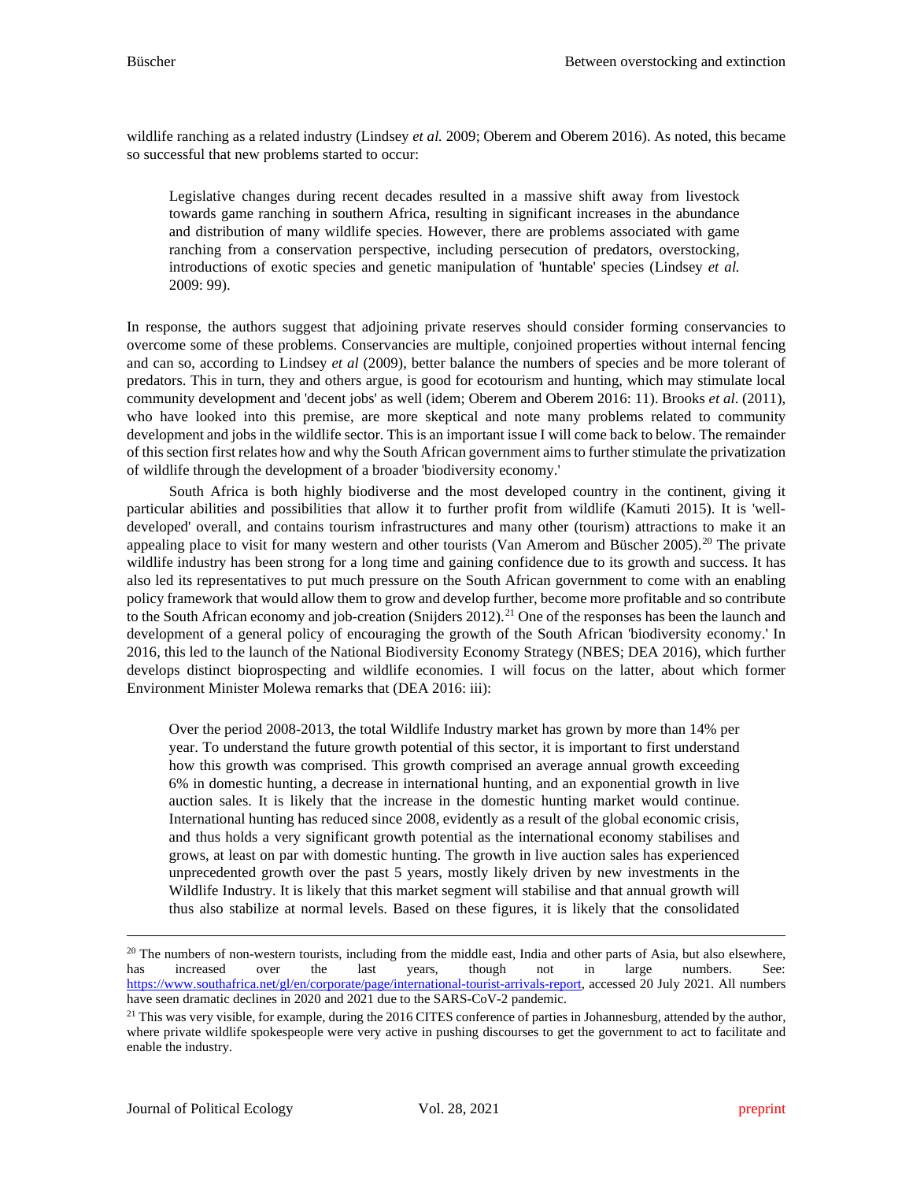wildlife ranching as a related industry (Lindsey *et al.* 2009; Oberem and Oberem 2016). As noted, this became so successful that new problems started to occur:

> Legislative changes during recent decades resulted in a massive shift away from livestock towards game ranching in southern Africa, resulting in significant increases in the abundance and distribution of many wildlife species. However, there are problems associated with game ranching from a conservation perspective, including persecution of predators, overstocking, introductions of exotic species and genetic manipulation of 'huntable' species (Lindsey *et al.* 2009: 99).

In response, the authors suggest that adjoining private reserves should consider forming conservancies to overcome some of these problems. Conservancies are multiple, conjoined properties without internal fencing and can so, according to Lindsey *et al* (2009), better balance the numbers of species and be more tolerant of predators. This in turn, they and others argue, is good for ecotourism and hunting, which may stimulate local community development and 'decent jobs' as well (idem; Oberem and Oberem 2016: 11). Brooks *et al*. (2011), who have looked into this premise, are more skeptical and note many problems related to community development and jobs in the wildlife sector. This is an important issue I will come back to below. The remainder of this section first relates how and why the South African government aims to further stimulate the privatization of wildlife through the development of a broader 'biodiversity economy.'

South Africa is both highly biodiverse and the most developed country in the continent, giving it particular abilities and possibilities that allow it to further profit from wildlife (Kamuti 2015). It is 'well-developed' overall, and contains tourism infrastructures and many other (tourism) attractions to make it an appealing place to visit for many western and other tourists (Van Amerom and Büscher 2005).[20] The private wildlife industry has been strong for a long time and gaining confidence due to its growth and success. It has also led its representatives to put much pressure on the South African government to come with an enabling policy framework that would allow them to grow and develop further, become more profitable and so contribute to the South African economy and job-creation (Snijders 2012).[21] One of the responses has been the launch and development of a general policy of encouraging the growth of the South African 'biodiversity economy.' In 2016, this led to the launch of the National Biodiversity Economy Strategy (NBES; DEA 2016), which further develops distinct bioprospecting and wildlife economies. I will focus on the latter, about which former Environment Minister Molewa remarks that (DEA 2016: iii):

> Over the period 2008-2013, the total Wildlife Industry market has grown by more than 14% per year. To understand the future growth potential of this sector, it is important to first understand how this growth was comprised. This growth comprised an average annual growth exceeding 6% in domestic hunting, a decrease in international hunting, and an exponential growth in live auction sales. It is likely that the increase in the domestic hunting market would continue. International hunting has reduced since 2008, evidently as a result of the global economic crisis, and thus holds a very significant growth potential as the international economy stabilises and grows, at least on par with domestic hunting. The growth in live auction sales has experienced unprecedented growth over the past 5 years, mostly likely driven by new investments in the Wildlife Industry. It is likely that this market segment will stabilise and that annual growth will thus also stabilize at normal levels. Based on these figures, it is likely that the consolidated

[20] The numbers of non-western tourists, including from the middle east, India and other parts of Asia, but also elsewhere, has increased over the last years, though not in large numbers. See: https://www.southafrica.net/gl/en/corporate/page/international-tourist-arrivals-report, accessed 20 July 2021. All numbers have seen dramatic declines in 2020 and 2021 due to the SARS-CoV-2 pandemic.

[21] This was very visible, for example, during the 2016 CITES conference of parties in Johannesburg, attended by the author, where private wildlife spokespeople were very active in pushing discourses to get the government to act to facilitate and enable the industry.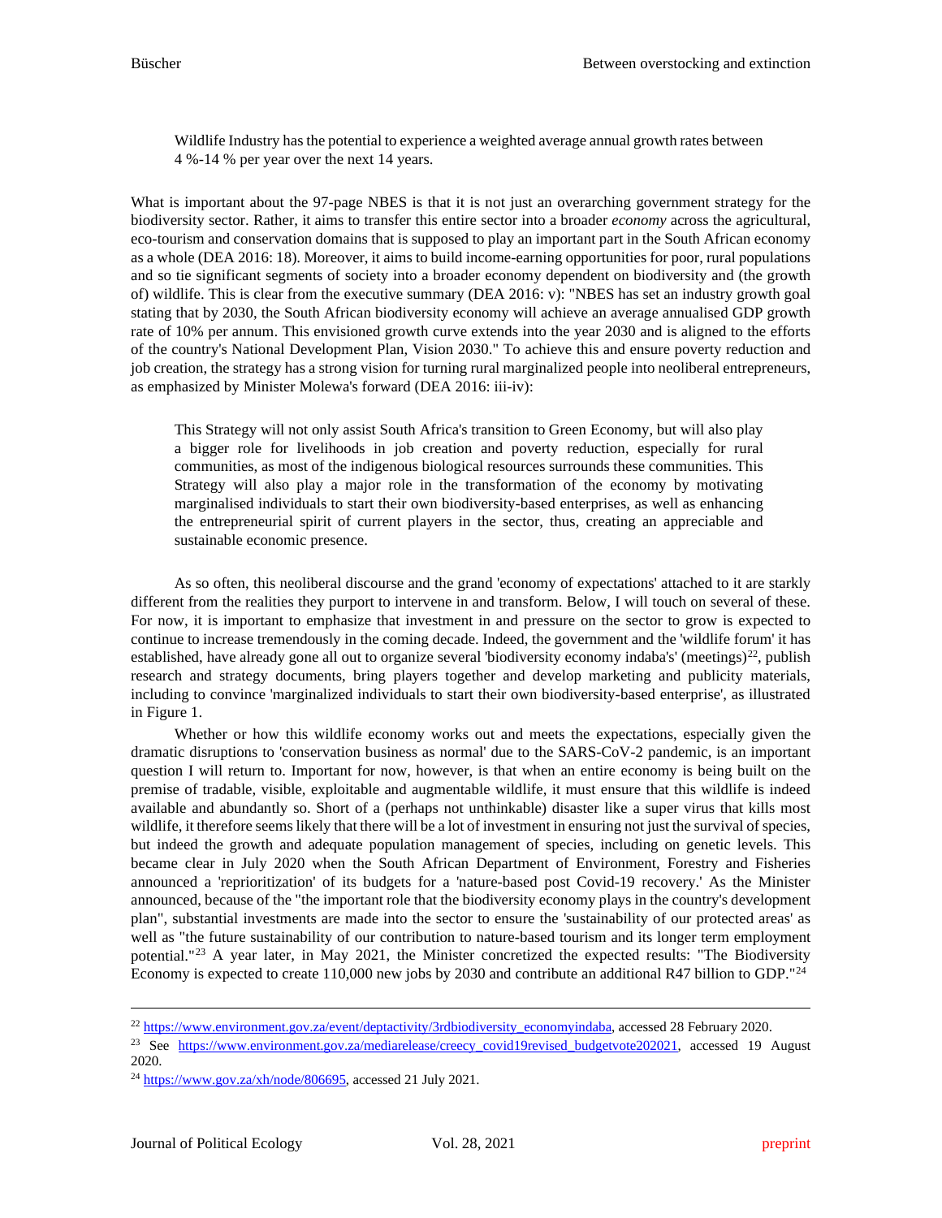> Wildlife Industry has the potential to experience a weighted average annual growth rates between 4 %-14 % per year over the next 14 years.

What is important about the 97-page NBES is that it is not just an overarching government strategy for the biodiversity sector. Rather, it aims to transfer this entire sector into a broader *economy* across the agricultural, eco-tourism and conservation domains that is supposed to play an important part in the South African economy as a whole (DEA 2016: 18). Moreover, it aims to build income-earning opportunities for poor, rural populations and so tie significant segments of society into a broader economy dependent on biodiversity and (the growth of) wildlife. This is clear from the executive summary (DEA 2016: v): "NBES has set an industry growth goal stating that by 2030, the South African biodiversity economy will achieve an average annualised GDP growth rate of 10% per annum. This envisioned growth curve extends into the year 2030 and is aligned to the efforts of the country's National Development Plan, Vision 2030." To achieve this and ensure poverty reduction and job creation, the strategy has a strong vision for turning rural marginalized people into neoliberal entrepreneurs, as emphasized by Minister Molewa's forward (DEA 2016: iii-iv):

> This Strategy will not only assist South Africa's transition to Green Economy, but will also play a bigger role for livelihoods in job creation and poverty reduction, especially for rural communities, as most of the indigenous biological resources surrounds these communities. This Strategy will also play a major role in the transformation of the economy by motivating marginalised individuals to start their own biodiversity-based enterprises, as well as enhancing the entrepreneurial spirit of current players in the sector, thus, creating an appreciable and sustainable economic presence.

As so often, this neoliberal discourse and the grand 'economy of expectations' attached to it are starkly different from the realities they purport to intervene in and transform. Below, I will touch on several of these. For now, it is important to emphasize that investment in and pressure on the sector to grow is expected to continue to increase tremendously in the coming decade. Indeed, the government and the 'wildlife forum' it has established, have already gone all out to organize several 'biodiversity economy indaba's' (meetings)[22], publish research and strategy documents, bring players together and develop marketing and publicity materials, including to convince 'marginalized individuals to start their own biodiversity-based enterprise', as illustrated in Figure 1.

Whether or how this wildlife economy works out and meets the expectations, especially given the dramatic disruptions to 'conservation business as normal' due to the SARS-CoV-2 pandemic, is an important question I will return to. Important for now, however, is that when an entire economy is being built on the premise of tradable, visible, exploitable and augmentable wildlife, it must ensure that this wildlife is indeed available and abundantly so. Short of a (perhaps not unthinkable) disaster like a super virus that kills most wildlife, it therefore seems likely that there will be a lot of investment in ensuring not just the survival of species, but indeed the growth and adequate population management of species, including on genetic levels. This became clear in July 2020 when the South African Department of Environment, Forestry and Fisheries announced a 'reprioritization' of its budgets for a 'nature-based post Covid-19 recovery.' As the Minister announced, because of the "the important role that the biodiversity economy plays in the country's development plan", substantial investments are made into the sector to ensure the 'sustainability of our protected areas' as well as "the future sustainability of our contribution to nature-based tourism and its longer term employment potential."[23] A year later, in May 2021, the Minister concretized the expected results: "The Biodiversity Economy is expected to create 110,000 new jobs by 2030 and contribute an additional R47 billion to GDP."[24]

---

[22] https://www.environment.gov.za/event/deptactivity/3rdbiodiversity_economyindaba, accessed 28 February 2020.

[23] See https://www.environment.gov.za/mediarelease/creecy_covid19revised_budgetvote202021, accessed 19 August 2020.

[24] https://www.gov.za/xh/node/806695, accessed 21 July 2021.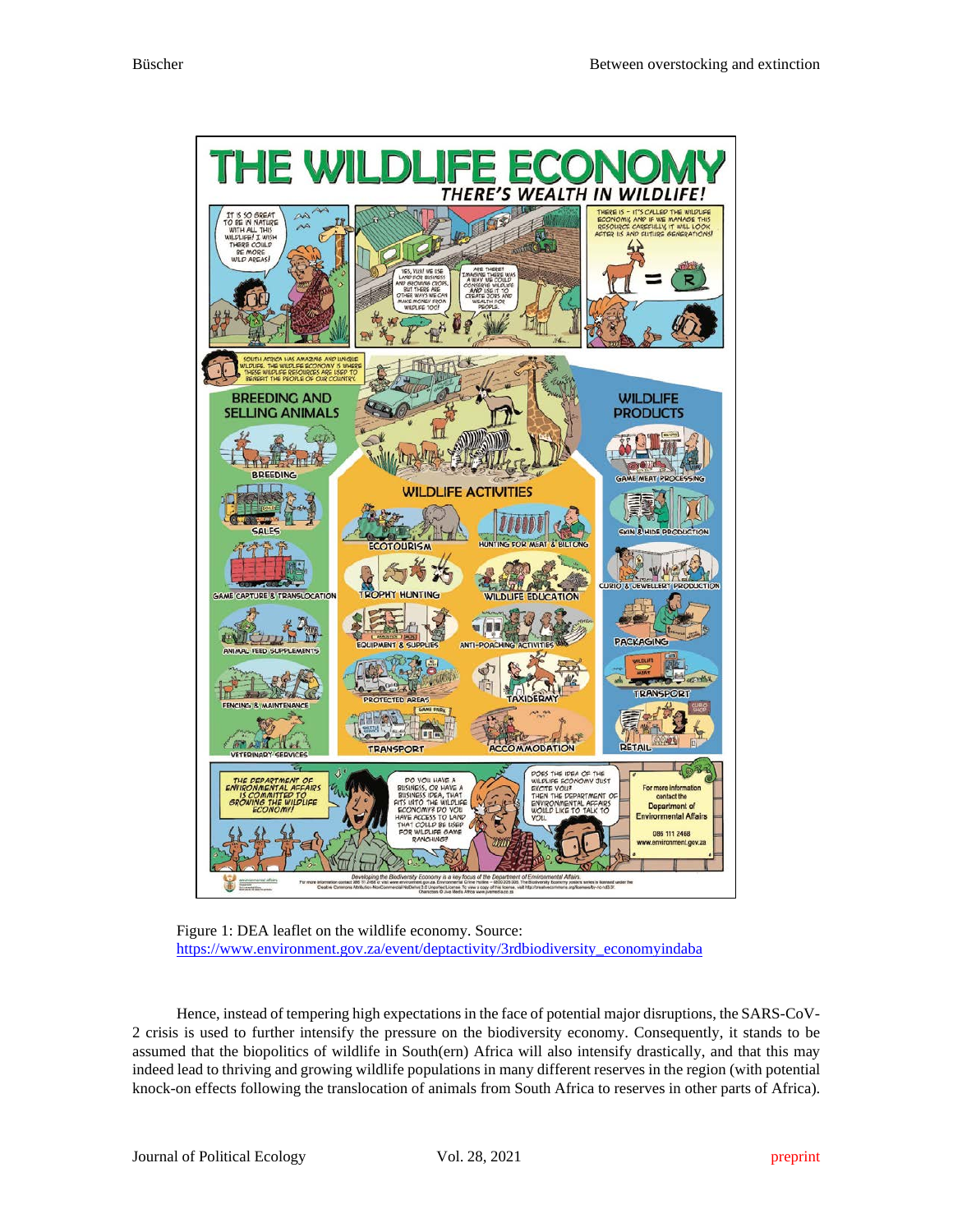Figure 1: DEA leaflet on the wildlife economy. Source: https://www.environment.gov.za/event/deptactivity/3rdbiodiversity_economyindaba

Hence, instead of tempering high expectations in the face of potential major disruptions, the SARS-CoV-2 crisis is used to further intensify the pressure on the biodiversity economy. Consequently, it stands to be assumed that the biopolitics of wildlife in South(ern) Africa will also intensify drastically, and that this may indeed lead to thriving and growing wildlife populations in many different reserves in the region (with potential knock-on effects following the translocation of animals from South Africa to reserves in other parts of Africa).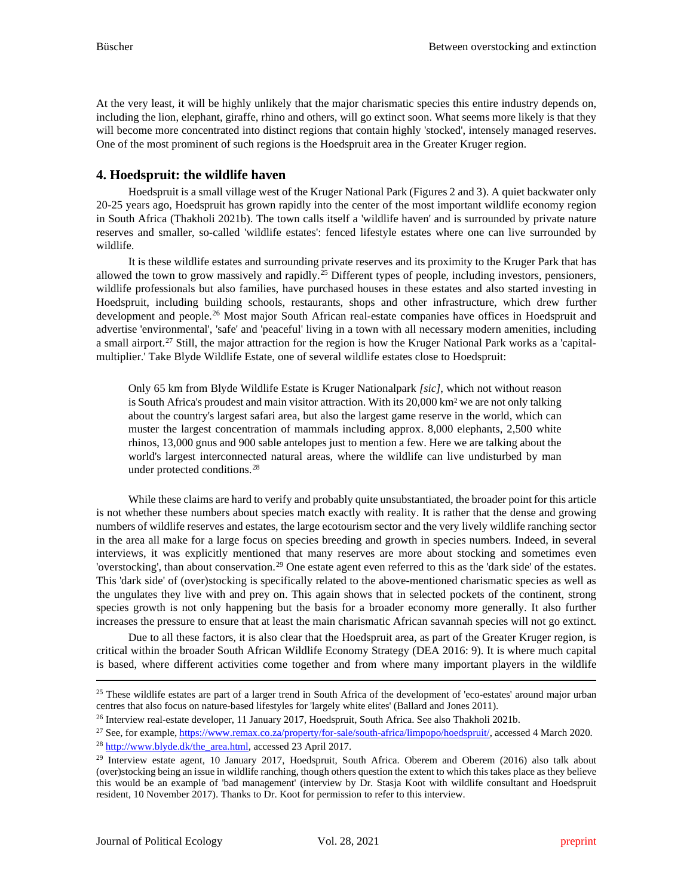At the very least, it will be highly unlikely that the major charismatic species this entire industry depends on, including the lion, elephant, giraffe, rhino and others, will go extinct soon. What seems more likely is that they will become more concentrated into distinct regions that contain highly 'stocked', intensely managed reserves. One of the most prominent of such regions is the Hoedspruit area in the Greater Kruger region.

## 4. Hoedspruit: the wildlife haven

Hoedspruit is a small village west of the Kruger National Park (Figures 2 and 3). A quiet backwater only 20-25 years ago, Hoedspruit has grown rapidly into the center of the most important wildlife economy region in South Africa (Thakholi 2021b). The town calls itself a 'wildlife haven' and is surrounded by private nature reserves and smaller, so-called 'wildlife estates': fenced lifestyle estates where one can live surrounded by wildlife.

It is these wildlife estates and surrounding private reserves and its proximity to the Kruger Park that has allowed the town to grow massively and rapidly.[25] Different types of people, including investors, pensioners, wildlife professionals but also families, have purchased houses in these estates and also started investing in Hoedspruit, including building schools, restaurants, shops and other infrastructure, which drew further development and people.[26] Most major South African real-estate companies have offices in Hoedspruit and advertise 'environmental', 'safe' and 'peaceful' living in a town with all necessary modern amenities, including a small airport.[27] Still, the major attraction for the region is how the Kruger National Park works as a 'capital-multiplier.' Take Blyde Wildlife Estate, one of several wildlife estates close to Hoedspruit:

> Only 65 km from Blyde Wildlife Estate is Kruger Nationalpark *[sic]*, which not without reason is South Africa's proudest and main visitor attraction. With its 20,000 km² we are not only talking about the country's largest safari area, but also the largest game reserve in the world, which can muster the largest concentration of mammals including approx. 8,000 elephants, 2,500 white rhinos, 13,000 gnus and 900 sable antelopes just to mention a few. Here we are talking about the world's largest interconnected natural areas, where the wildlife can live undisturbed by man under protected conditions.[28]

While these claims are hard to verify and probably quite unsubstantiated, the broader point for this article is not whether these numbers about species match exactly with reality. It is rather that the dense and growing numbers of wildlife reserves and estates, the large ecotourism sector and the very lively wildlife ranching sector in the area all make for a large focus on species breeding and growth in species numbers. Indeed, in several interviews, it was explicitly mentioned that many reserves are more about stocking and sometimes even 'overstocking', than about conservation.[29] One estate agent even referred to this as the 'dark side' of the estates. This 'dark side' of (over)stocking is specifically related to the above-mentioned charismatic species as well as the ungulates they live with and prey on. This again shows that in selected pockets of the continent, strong species growth is not only happening but the basis for a broader economy more generally. It also further increases the pressure to ensure that at least the main charismatic African savannah species will not go extinct.

Due to all these factors, it is also clear that the Hoedspruit area, as part of the Greater Kruger region, is critical within the broader South African Wildlife Economy Strategy (DEA 2016: 9). It is where much capital is based, where different activities come together and from where many important players in the wildlife

---

[25] These wildlife estates are part of a larger trend in South Africa of the development of 'eco-estates' around major urban centres that also focus on nature-based lifestyles for 'largely white elites' (Ballard and Jones 2011).

[26] Interview real-estate developer, 11 January 2017, Hoedspruit, South Africa. See also Thakholi 2021b.

[27] See, for example, https://www.remax.co.za/property/for-sale/south-africa/limpopo/hoedspruit/, accessed 4 March 2020.

[28] http://www.blyde.dk/the_area.html, accessed 23 April 2017.

[29] Interview estate agent, 10 January 2017, Hoedspruit, South Africa. Oberem and Oberem (2016) also talk about (over)stocking being an issue in wildlife ranching, though others question the extent to which this takes place as they believe this would be an example of 'bad management' (interview by Dr. Stasja Koot with wildlife consultant and Hoedspruit resident, 10 November 2017). Thanks to Dr. Koot for permission to refer to this interview.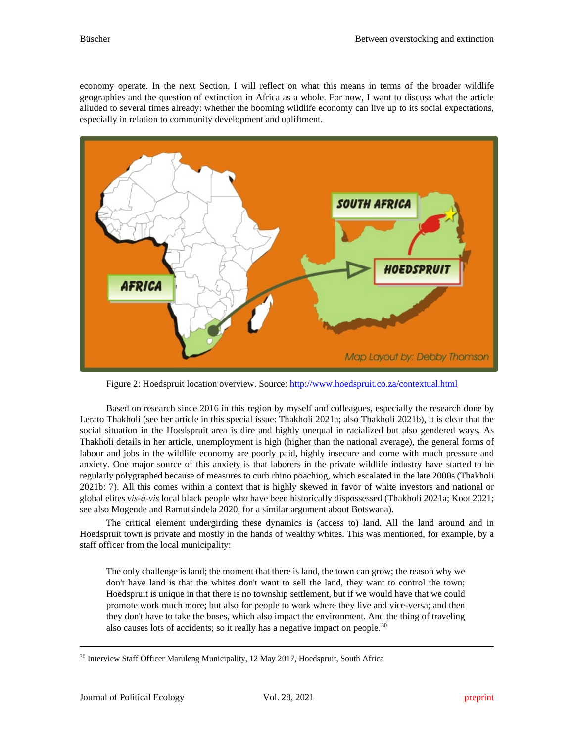economy operate. In the next Section, I will reflect on what this means in terms of the broader wildlife geographies and the question of extinction in Africa as a whole. For now, I want to discuss what the article alluded to several times already: whether the booming wildlife economy can live up to its social expectations, especially in relation to community development and upliftment.

Figure 2: Hoedspruit location overview. Source: http://www.hoedspruit.co.za/contextual.html

Based on research since 2016 in this region by myself and colleagues, especially the research done by Lerato Thakholi (see her article in this special issue: Thakholi 2021a; also Thakholi 2021b), it is clear that the social situation in the Hoedspruit area is dire and highly unequal in racialized but also gendered ways. As Thakholi details in her article, unemployment is high (higher than the national average), the general forms of labour and jobs in the wildlife economy are poorly paid, highly insecure and come with much pressure and anxiety. One major source of this anxiety is that laborers in the private wildlife industry have started to be regularly polygraphed because of measures to curb rhino poaching, which escalated in the late 2000s (Thakholi 2021b: 7). All this comes within a context that is highly skewed in favor of white investors and national or global elites *vis-à-vis* local black people who have been historically dispossessed (Thakholi 2021a; Koot 2021; see also Mogende and Ramutsindela 2020, for a similar argument about Botswana).

The critical element undergirding these dynamics is (access to) land. All the land around and in Hoedspruit town is private and mostly in the hands of wealthy whites. This was mentioned, for example, by a staff officer from the local municipality:

> The only challenge is land; the moment that there is land, the town can grow; the reason why we don't have land is that the whites don't want to sell the land, they want to control the town; Hoedspruit is unique in that there is no township settlement, but if we would have that we could promote work much more; but also for people to work where they live and vice-versa; and then they don't have to take the buses, which also impact the environment. And the thing of traveling also causes lots of accidents; so it really has a negative impact on people.[30]

[30] Interview Staff Officer Maruleng Municipality, 12 May 2017, Hoedspruit, South Africa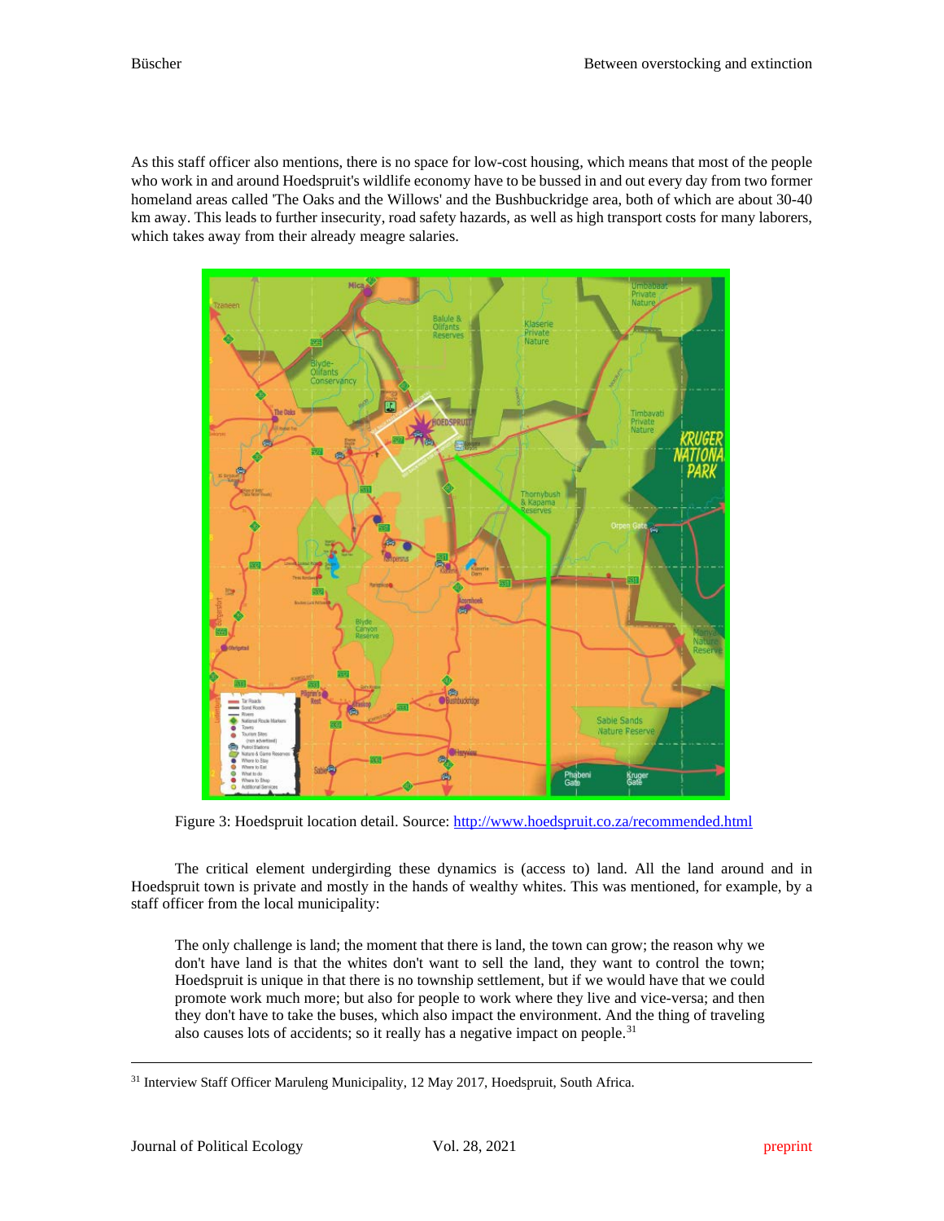As this staff officer also mentions, there is no space for low-cost housing, which means that most of the people who work in and around Hoedspruit's wildlife economy have to be bussed in and out every day from two former homeland areas called 'The Oaks and the Willows' and the Bushbuckridge area, both of which are about 30-40 km away. This leads to further insecurity, road safety hazards, as well as high transport costs for many laborers, which takes away from their already meagre salaries.

Figure 3: Hoedspruit location detail. Source: http://www.hoedspruit.co.za/recommended.html

The critical element undergirding these dynamics is (access to) land. All the land around and in Hoedspruit town is private and mostly in the hands of wealthy whites. This was mentioned, for example, by a staff officer from the local municipality:

> The only challenge is land; the moment that there is land, the town can grow; the reason why we don't have land is that the whites don't want to sell the land, they want to control the town; Hoedspruit is unique in that there is no township settlement, but if we would have that we could promote work much more; but also for people to work where they live and vice-versa; and then they don't have to take the buses, which also impact the environment. And the thing of traveling also causes lots of accidents; so it really has a negative impact on people.[31]

---

[31] Interview Staff Officer Maruleng Municipality, 12 May 2017, Hoedspruit, South Africa.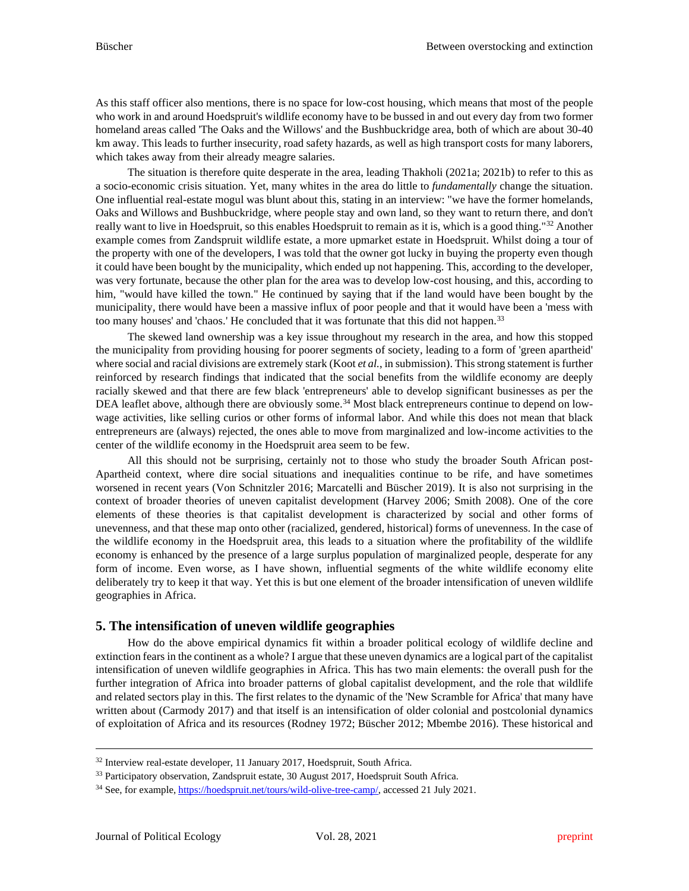As this staff officer also mentions, there is no space for low-cost housing, which means that most of the people who work in and around Hoedspruit's wildlife economy have to be bussed in and out every day from two former homeland areas called 'The Oaks and the Willows' and the Bushbuckridge area, both of which are about 30-40 km away. This leads to further insecurity, road safety hazards, as well as high transport costs for many laborers, which takes away from their already meagre salaries.

The situation is therefore quite desperate in the area, leading Thakholi (2021a; 2021b) to refer to this as a socio-economic crisis situation. Yet, many whites in the area do little to *fundamentally* change the situation. One influential real-estate mogul was blunt about this, stating in an interview: "we have the former homelands, Oaks and Willows and Bushbuckridge, where people stay and own land, so they want to return there, and don't really want to live in Hoedspruit, so this enables Hoedspruit to remain as it is, which is a good thing."[32] Another example comes from Zandspruit wildlife estate, a more upmarket estate in Hoedspruit. Whilst doing a tour of the property with one of the developers, I was told that the owner got lucky in buying the property even though it could have been bought by the municipality, which ended up not happening. This, according to the developer, was very fortunate, because the other plan for the area was to develop low-cost housing, and this, according to him, "would have killed the town." He continued by saying that if the land would have been bought by the municipality, there would have been a massive influx of poor people and that it would have been a 'mess with too many houses' and 'chaos.' He concluded that it was fortunate that this did not happen.[33]

The skewed land ownership was a key issue throughout my research in the area, and how this stopped the municipality from providing housing for poorer segments of society, leading to a form of 'green apartheid' where social and racial divisions are extremely stark (Koot *et al.*, in submission). This strong statement is further reinforced by research findings that indicated that the social benefits from the wildlife economy are deeply racially skewed and that there are few black 'entrepreneurs' able to develop significant businesses as per the DEA leaflet above, although there are obviously some.[34] Most black entrepreneurs continue to depend on low-wage activities, like selling curios or other forms of informal labor. And while this does not mean that black entrepreneurs are (always) rejected, the ones able to move from marginalized and low-income activities to the center of the wildlife economy in the Hoedspruit area seem to be few.

All this should not be surprising, certainly not to those who study the broader South African post-Apartheid context, where dire social situations and inequalities continue to be rife, and have sometimes worsened in recent years (Von Schnitzler 2016; Marcatelli and Büscher 2019). It is also not surprising in the context of broader theories of uneven capitalist development (Harvey 2006; Smith 2008). One of the core elements of these theories is that capitalist development is characterized by social and other forms of unevenness, and that these map onto other (racialized, gendered, historical) forms of unevenness. In the case of the wildlife economy in the Hoedspruit area, this leads to a situation where the profitability of the wildlife economy is enhanced by the presence of a large surplus population of marginalized people, desperate for any form of income. Even worse, as I have shown, influential segments of the white wildlife economy elite deliberately try to keep it that way. Yet this is but one element of the broader intensification of uneven wildlife geographies in Africa.

## 5. The intensification of uneven wildlife geographies

How do the above empirical dynamics fit within a broader political ecology of wildlife decline and extinction fears in the continent as a whole? I argue that these uneven dynamics are a logical part of the capitalist intensification of uneven wildlife geographies in Africa. This has two main elements: the overall push for the further integration of Africa into broader patterns of global capitalist development, and the role that wildlife and related sectors play in this. The first relates to the dynamic of the 'New Scramble for Africa' that many have written about (Carmody 2017) and that itself is an intensification of older colonial and postcolonial dynamics of exploitation of Africa and its resources (Rodney 1972; Büscher 2012; Mbembe 2016). These historical and

---

[32] Interview real-estate developer, 11 January 2017, Hoedspruit, South Africa.

[33] Participatory observation, Zandspruit estate, 30 August 2017, Hoedspruit South Africa.

[34] See, for example, https://hoedspruit.net/tours/wild-olive-tree-camp/, accessed 21 July 2021.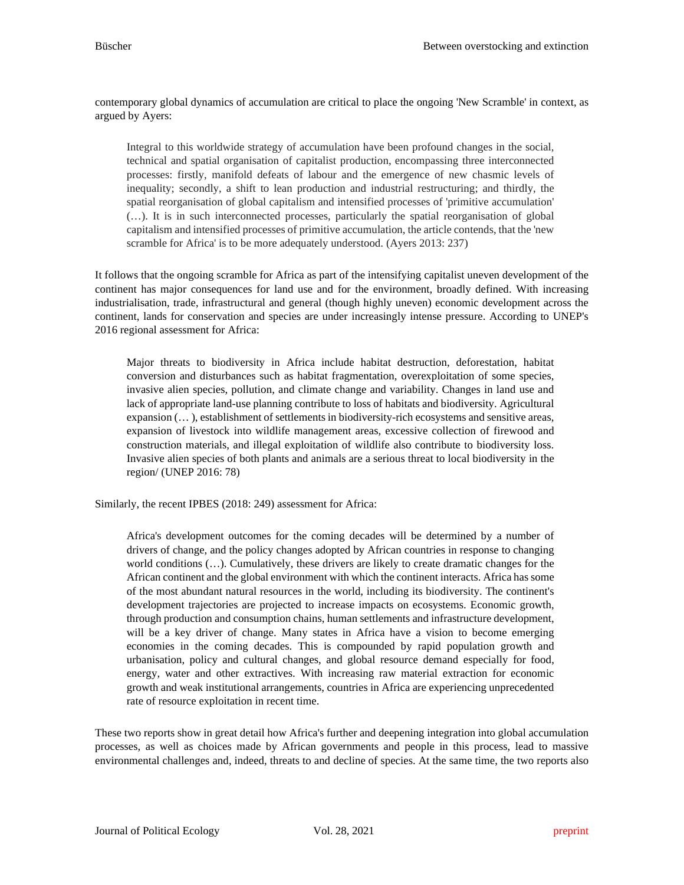contemporary global dynamics of accumulation are critical to place the ongoing 'New Scramble' in context, as argued by Ayers:

> Integral to this worldwide strategy of accumulation have been profound changes in the social, technical and spatial organisation of capitalist production, encompassing three interconnected processes: firstly, manifold defeats of labour and the emergence of new chasmic levels of inequality; secondly, a shift to lean production and industrial restructuring; and thirdly, the spatial reorganisation of global capitalism and intensified processes of 'primitive accumulation' (…). It is in such interconnected processes, particularly the spatial reorganisation of global capitalism and intensified processes of primitive accumulation, the article contends, that the 'new scramble for Africa' is to be more adequately understood. (Ayers 2013: 237)

It follows that the ongoing scramble for Africa as part of the intensifying capitalist uneven development of the continent has major consequences for land use and for the environment, broadly defined. With increasing industrialisation, trade, infrastructural and general (though highly uneven) economic development across the continent, lands for conservation and species are under increasingly intense pressure. According to UNEP's 2016 regional assessment for Africa:

> Major threats to biodiversity in Africa include habitat destruction, deforestation, habitat conversion and disturbances such as habitat fragmentation, overexploitation of some species, invasive alien species, pollution, and climate change and variability. Changes in land use and lack of appropriate land-use planning contribute to loss of habitats and biodiversity. Agricultural expansion (… ), establishment of settlements in biodiversity-rich ecosystems and sensitive areas, expansion of livestock into wildlife management areas, excessive collection of firewood and construction materials, and illegal exploitation of wildlife also contribute to biodiversity loss. Invasive alien species of both plants and animals are a serious threat to local biodiversity in the region/ (UNEP 2016: 78)

Similarly, the recent IPBES (2018: 249) assessment for Africa:

> Africa's development outcomes for the coming decades will be determined by a number of drivers of change, and the policy changes adopted by African countries in response to changing world conditions (…). Cumulatively, these drivers are likely to create dramatic changes for the African continent and the global environment with which the continent interacts. Africa has some of the most abundant natural resources in the world, including its biodiversity. The continent's development trajectories are projected to increase impacts on ecosystems. Economic growth, through production and consumption chains, human settlements and infrastructure development, will be a key driver of change. Many states in Africa have a vision to become emerging economies in the coming decades. This is compounded by rapid population growth and urbanisation, policy and cultural changes, and global resource demand especially for food, energy, water and other extractives. With increasing raw material extraction for economic growth and weak institutional arrangements, countries in Africa are experiencing unprecedented rate of resource exploitation in recent time.

These two reports show in great detail how Africa's further and deepening integration into global accumulation processes, as well as choices made by African governments and people in this process, lead to massive environmental challenges and, indeed, threats to and decline of species. At the same time, the two reports also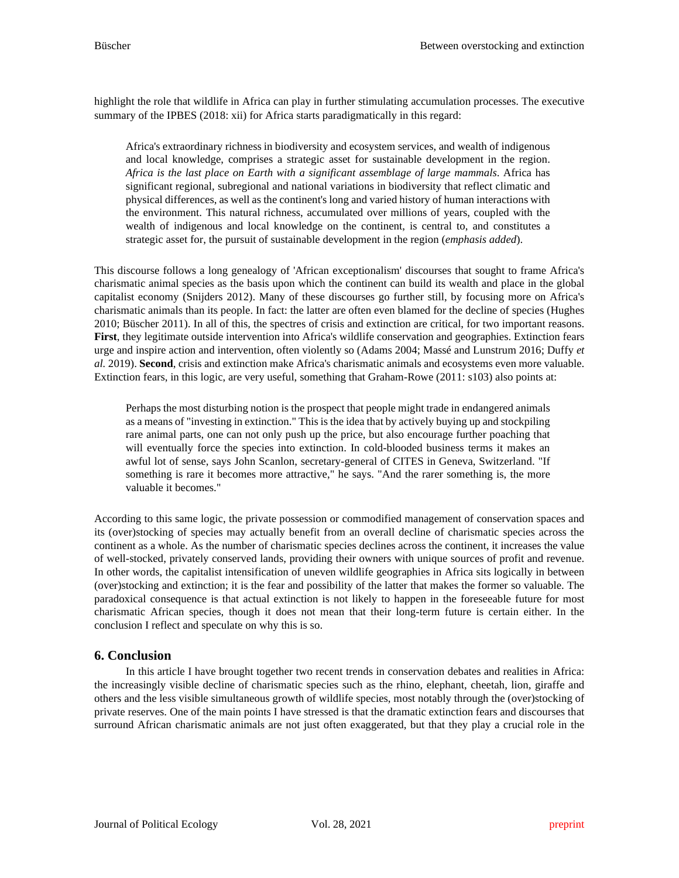highlight the role that wildlife in Africa can play in further stimulating accumulation processes. The executive summary of the IPBES (2018: xii) for Africa starts paradigmatically in this regard:

> Africa's extraordinary richness in biodiversity and ecosystem services, and wealth of indigenous and local knowledge, comprises a strategic asset for sustainable development in the region. *Africa is the last place on Earth with a significant assemblage of large mammals*. Africa has significant regional, subregional and national variations in biodiversity that reflect climatic and physical differences, as well as the continent's long and varied history of human interactions with the environment. This natural richness, accumulated over millions of years, coupled with the wealth of indigenous and local knowledge on the continent, is central to, and constitutes a strategic asset for, the pursuit of sustainable development in the region (*emphasis added*).

This discourse follows a long genealogy of 'African exceptionalism' discourses that sought to frame Africa's charismatic animal species as the basis upon which the continent can build its wealth and place in the global capitalist economy (Snijders 2012). Many of these discourses go further still, by focusing more on Africa's charismatic animals than its people. In fact: the latter are often even blamed for the decline of species (Hughes 2010; Büscher 2011). In all of this, the spectres of crisis and extinction are critical, for two important reasons. **First**, they legitimate outside intervention into Africa's wildlife conservation and geographies. Extinction fears urge and inspire action and intervention, often violently so (Adams 2004; Massé and Lunstrum 2016; Duffy *et al.* 2019). **Second**, crisis and extinction make Africa's charismatic animals and ecosystems even more valuable. Extinction fears, in this logic, are very useful, something that Graham-Rowe (2011: s103) also points at:

> Perhaps the most disturbing notion is the prospect that people might trade in endangered animals as a means of "investing in extinction." This is the idea that by actively buying up and stockpiling rare animal parts, one can not only push up the price, but also encourage further poaching that will eventually force the species into extinction. In cold-blooded business terms it makes an awful lot of sense, says John Scanlon, secretary-general of CITES in Geneva, Switzerland. "If something is rare it becomes more attractive," he says. "And the rarer something is, the more valuable it becomes."

According to this same logic, the private possession or commodified management of conservation spaces and its (over)stocking of species may actually benefit from an overall decline of charismatic species across the continent as a whole. As the number of charismatic species declines across the continent, it increases the value of well-stocked, privately conserved lands, providing their owners with unique sources of profit and revenue. In other words, the capitalist intensification of uneven wildlife geographies in Africa sits logically in between (over)stocking and extinction; it is the fear and possibility of the latter that makes the former so valuable. The paradoxical consequence is that actual extinction is not likely to happen in the foreseeable future for most charismatic African species, though it does not mean that their long-term future is certain either. In the conclusion I reflect and speculate on why this is so.

## 6. Conclusion

In this article I have brought together two recent trends in conservation debates and realities in Africa: the increasingly visible decline of charismatic species such as the rhino, elephant, cheetah, lion, giraffe and others and the less visible simultaneous growth of wildlife species, most notably through the (over)stocking of private reserves. One of the main points I have stressed is that the dramatic extinction fears and discourses that surround African charismatic animals are not just often exaggerated, but that they play a crucial role in the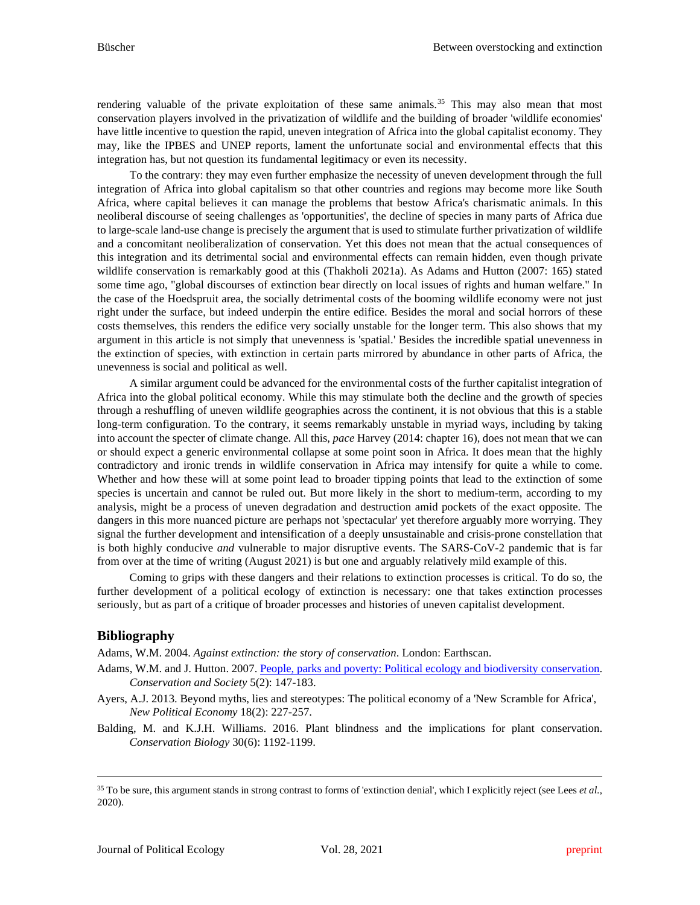rendering valuable of the private exploitation of these same animals.[35] This may also mean that most conservation players involved in the privatization of wildlife and the building of broader 'wildlife economies' have little incentive to question the rapid, uneven integration of Africa into the global capitalist economy. They may, like the IPBES and UNEP reports, lament the unfortunate social and environmental effects that this integration has, but not question its fundamental legitimacy or even its necessity.

To the contrary: they may even further emphasize the necessity of uneven development through the full integration of Africa into global capitalism so that other countries and regions may become more like South Africa, where capital believes it can manage the problems that bestow Africa's charismatic animals. In this neoliberal discourse of seeing challenges as 'opportunities', the decline of species in many parts of Africa due to large-scale land-use change is precisely the argument that is used to stimulate further privatization of wildlife and a concomitant neoliberalization of conservation. Yet this does not mean that the actual consequences of this integration and its detrimental social and environmental effects can remain hidden, even though private wildlife conservation is remarkably good at this (Thakholi 2021a). As Adams and Hutton (2007: 165) stated some time ago, "global discourses of extinction bear directly on local issues of rights and human welfare." In the case of the Hoedspruit area, the socially detrimental costs of the booming wildlife economy were not just right under the surface, but indeed underpin the entire edifice. Besides the moral and social horrors of these costs themselves, this renders the edifice very socially unstable for the longer term. This also shows that my argument in this article is not simply that unevenness is 'spatial.' Besides the incredible spatial unevenness in the extinction of species, with extinction in certain parts mirrored by abundance in other parts of Africa, the unevenness is social and political as well.

A similar argument could be advanced for the environmental costs of the further capitalist integration of Africa into the global political economy. While this may stimulate both the decline and the growth of species through a reshuffling of uneven wildlife geographies across the continent, it is not obvious that this is a stable long-term configuration. To the contrary, it seems remarkably unstable in myriad ways, including by taking into account the specter of climate change. All this, *pace* Harvey (2014: chapter 16), does not mean that we can or should expect a generic environmental collapse at some point soon in Africa. It does mean that the highly contradictory and ironic trends in wildlife conservation in Africa may intensify for quite a while to come. Whether and how these will at some point lead to broader tipping points that lead to the extinction of some species is uncertain and cannot be ruled out. But more likely in the short to medium-term, according to my analysis, might be a process of uneven degradation and destruction amid pockets of the exact opposite. The dangers in this more nuanced picture are perhaps not 'spectacular' yet therefore arguably more worrying. They signal the further development and intensification of a deeply unsustainable and crisis-prone constellation that is both highly conducive *and* vulnerable to major disruptive events. The SARS-CoV-2 pandemic that is far from over at the time of writing (August 2021) is but one and arguably relatively mild example of this.

Coming to grips with these dangers and their relations to extinction processes is critical. To do so, the further development of a political ecology of extinction is necessary: one that takes extinction processes seriously, but as part of a critique of broader processes and histories of uneven capitalist development.

## Bibliography

Adams, W.M. 2004. *Against extinction: the story of conservation*. London: Earthscan.

Adams, W.M. and J. Hutton. 2007. People, parks and poverty: Political ecology and biodiversity conservation. *Conservation and Society* 5(2): 147-183.

Ayers, A.J. 2013. Beyond myths, lies and stereotypes: The political economy of a 'New Scramble for Africa', *New Political Economy* 18(2): 227-257.

Balding, M. and K.J.H. Williams. 2016. Plant blindness and the implications for plant conservation. *Conservation Biology* 30(6): 1192-1199.

---

[35] To be sure, this argument stands in strong contrast to forms of 'extinction denial', which I explicitly reject (see Lees *et al.*, 2020).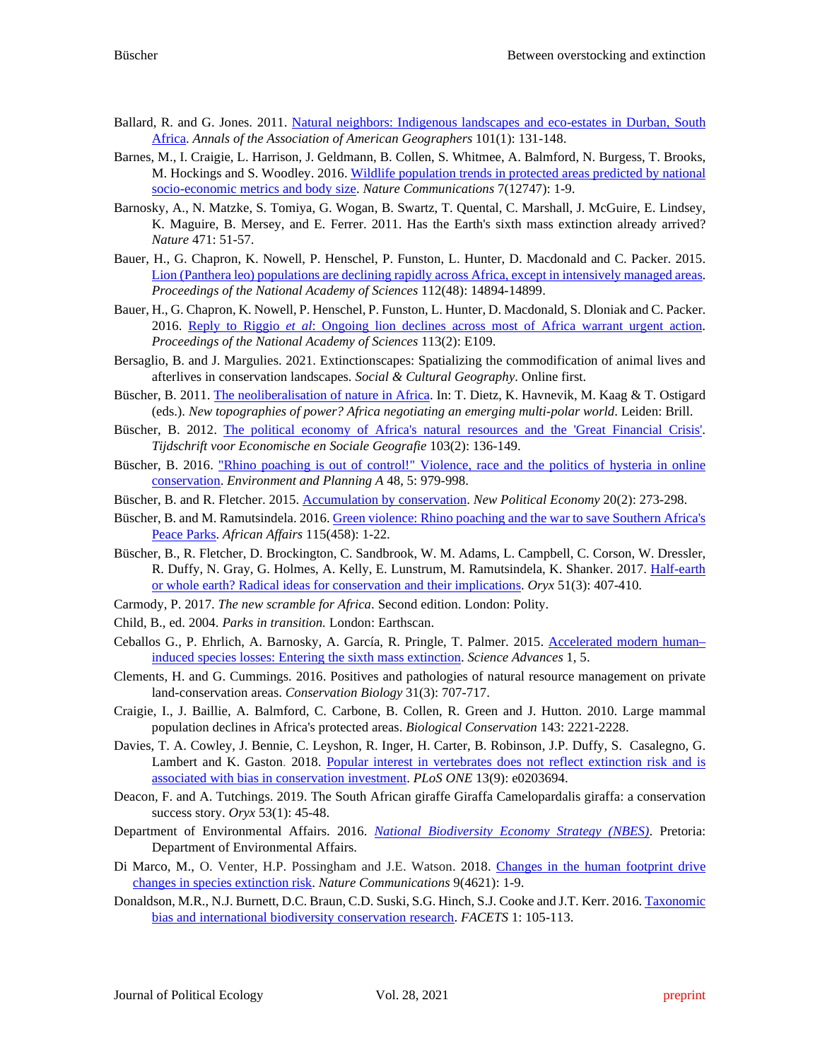Ballard, R. and G. Jones. 2011. Natural neighbors: Indigenous landscapes and eco-estates in Durban, South Africa. *Annals of the Association of American Geographers* 101(1): 131-148.

Barnes, M., I. Craigie, L. Harrison, J. Geldmann, B. Collen, S. Whitmee, A. Balmford, N. Burgess, T. Brooks, M. Hockings and S. Woodley. 2016. Wildlife population trends in protected areas predicted by national socio-economic metrics and body size. *Nature Communications* 7(12747): 1-9.

Barnosky, A., N. Matzke, S. Tomiya, G. Wogan, B. Swartz, T. Quental, C. Marshall, J. McGuire, E. Lindsey, K. Maguire, B. Mersey, and E. Ferrer. 2011. Has the Earth's sixth mass extinction already arrived? *Nature* 471: 51-57.

Bauer, H., G. Chapron, K. Nowell, P. Henschel, P. Funston, L. Hunter, D. Macdonald and C. Packer. 2015. Lion (Panthera leo) populations are declining rapidly across Africa, except in intensively managed areas. *Proceedings of the National Academy of Sciences* 112(48): 14894-14899.

Bauer, H., G. Chapron, K. Nowell, P. Henschel, P. Funston, L. Hunter, D. Macdonald, S. Dloniak and C. Packer. 2016. Reply to Riggio *et al*: Ongoing lion declines across most of Africa warrant urgent action. *Proceedings of the National Academy of Sciences* 113(2): E109.

Bersaglio, B. and J. Margulies. 2021. Extinctionscapes: Spatializing the commodification of animal lives and afterlives in conservation landscapes. *Social & Cultural Geography*. Online first.

Büscher, B. 2011. The neoliberalisation of nature in Africa. In: T. Dietz, K. Havnevik, M. Kaag & T. Ostigard (eds.). *New topographies of power? Africa negotiating an emerging multi-polar world*. Leiden: Brill.

Büscher, B. 2012. The political economy of Africa's natural resources and the 'Great Financial Crisis'. *Tijdschrift voor Economische en Sociale Geografie* 103(2): 136-149.

Büscher, B. 2016. "Rhino poaching is out of control!" Violence, race and the politics of hysteria in online conservation. *Environment and Planning A* 48, 5: 979-998.

Büscher, B. and R. Fletcher. 2015. Accumulation by conservation. *New Political Economy* 20(2): 273-298.

Büscher, B. and M. Ramutsindela. 2016. Green violence: Rhino poaching and the war to save Southern Africa's Peace Parks. *African Affairs* 115(458): 1-22.

Büscher, B., R. Fletcher, D. Brockington, C. Sandbrook, W. M. Adams, L. Campbell, C. Corson, W. Dressler, R. Duffy, N. Gray, G. Holmes, A. Kelly, E. Lunstrum, M. Ramutsindela, K. Shanker. 2017. Half-earth or whole earth? Radical ideas for conservation and their implications. *Oryx* 51(3): 407-410.

Carmody, P. 2017. *The new scramble for Africa*. Second edition. London: Polity.

Child, B., ed. 2004. *Parks in transition.* London: Earthscan.

Ceballos G., P. Ehrlich, A. Barnosky, A. García, R. Pringle, T. Palmer. 2015. Accelerated modern human–induced species losses: Entering the sixth mass extinction. *Science Advances* 1, 5.

Clements, H. and G. Cummings. 2016. Positives and pathologies of natural resource management on private land-conservation areas. *Conservation Biology* 31(3): 707-717.

Craigie, I., J. Baillie, A. Balmford, C. Carbone, B. Collen, R. Green and J. Hutton. 2010. Large mammal population declines in Africa's protected areas. *Biological Conservation* 143: 2221-2228.

Davies, T. A. Cowley, J. Bennie, C. Leyshon, R. Inger, H. Carter, B. Robinson, J.P. Duffy, S. Casalegno, G. Lambert and K. Gaston. 2018. Popular interest in vertebrates does not reflect extinction risk and is associated with bias in conservation investment. *PLoS ONE* 13(9): e0203694.

Deacon, F. and A. Tutchings. 2019. The South African giraffe Giraffa Camelopardalis giraffa: a conservation success story. *Oryx* 53(1): 45-48.

Department of Environmental Affairs. 2016. *National Biodiversity Economy Strategy (NBES)*. Pretoria: Department of Environmental Affairs.

Di Marco, M., O. Venter, H.P. Possingham and J.E. Watson. 2018. Changes in the human footprint drive changes in species extinction risk. *Nature Communications* 9(4621): 1-9.

Donaldson, M.R., N.J. Burnett, D.C. Braun, C.D. Suski, S.G. Hinch, S.J. Cooke and J.T. Kerr. 2016. Taxonomic bias and international biodiversity conservation research. *FACETS* 1: 105-113.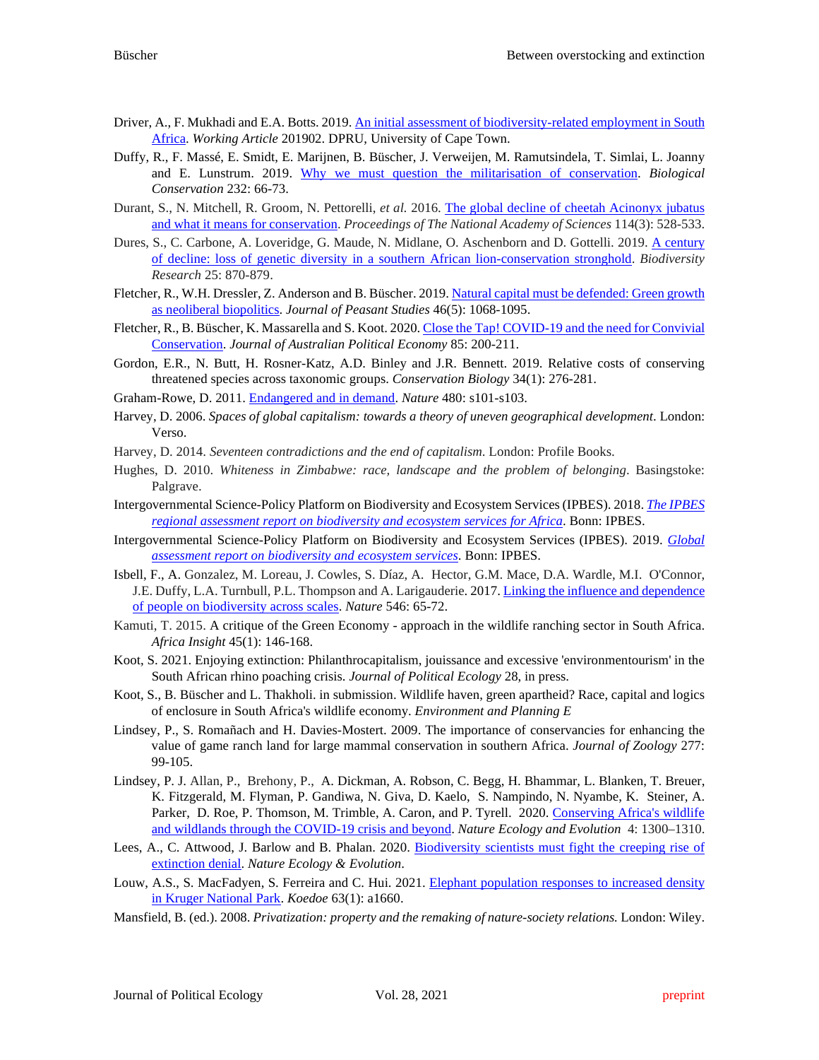Driver, A., F. Mukhadi and E.A. Botts. 2019. An initial assessment of biodiversity-related employment in South Africa. *Working Article* 201902. DPRU, University of Cape Town.

Duffy, R., F. Massé, E. Smidt, E. Marijnen, B. Büscher, J. Verweijen, M. Ramutsindela, T. Simlai, L. Joanny and E. Lunstrum. 2019. Why we must question the militarisation of conservation. *Biological Conservation* 232: 66-73.

Durant, S., N. Mitchell, R. Groom, N. Pettorelli, *et al.* 2016. The global decline of cheetah Acinonyx jubatus and what it means for conservation. *Proceedings of The National Academy of Sciences* 114(3): 528-533.

Dures, S., C. Carbone, A. Loveridge, G. Maude, N. Midlane, O. Aschenborn and D. Gottelli. 2019. A century of decline: loss of genetic diversity in a southern African lion-conservation stronghold. *Biodiversity Research* 25: 870-879.

Fletcher, R., W.H. Dressler, Z. Anderson and B. Büscher. 2019. Natural capital must be defended: Green growth as neoliberal biopolitics. *Journal of Peasant Studies* 46(5): 1068-1095.

Fletcher, R., B. Büscher, K. Massarella and S. Koot. 2020. Close the Tap! COVID-19 and the need for Convivial Conservation. *Journal of Australian Political Economy* 85: 200-211.

Gordon, E.R., N. Butt, H. Rosner-Katz, A.D. Binley and J.R. Bennett. 2019. Relative costs of conserving threatened species across taxonomic groups. *Conservation Biology* 34(1): 276-281.

Graham-Rowe, D. 2011. Endangered and in demand. *Nature* 480: s101-s103.

Harvey, D. 2006. *Spaces of global capitalism: towards a theory of uneven geographical development*. London: Verso.

Harvey, D. 2014. *Seventeen contradictions and the end of capitalism*. London: Profile Books.

Hughes, D. 2010. *Whiteness in Zimbabwe: race, landscape and the problem of belonging*. Basingstoke: Palgrave.

Intergovernmental Science-Policy Platform on Biodiversity and Ecosystem Services (IPBES). 2018. *The IPBES regional assessment report on biodiversity and ecosystem services for Africa*. Bonn: IPBES.

Intergovernmental Science-Policy Platform on Biodiversity and Ecosystem Services (IPBES). 2019. *Global assessment report on biodiversity and ecosystem services*. Bonn: IPBES.

Isbell, F., A. Gonzalez, M. Loreau, J. Cowles, S. Díaz, A. Hector, G.M. Mace, D.A. Wardle, M.I. O'Connor, J.E. Duffy, L.A. Turnbull, P.L. Thompson and A. Larigauderie. 2017. Linking the influence and dependence of people on biodiversity across scales. *Nature* 546: 65-72.

Kamuti, T. 2015. A critique of the Green Economy - approach in the wildlife ranching sector in South Africa. *Africa Insight* 45(1): 146-168.

Koot, S. 2021. Enjoying extinction: Philanthrocapitalism, jouissance and excessive 'environmentourism' in the South African rhino poaching crisis. *Journal of Political Ecology* 28, in press.

Koot, S., B. Büscher and L. Thakholi. in submission. Wildlife haven, green apartheid? Race, capital and logics of enclosure in South Africa's wildlife economy. *Environment and Planning E*

Lindsey, P., S. Romañach and H. Davies-Mostert. 2009. The importance of conservancies for enhancing the value of game ranch land for large mammal conservation in southern Africa. *Journal of Zoology* 277: 99-105.

Lindsey, P. J. Allan, P., Brehony, P., A. Dickman, A. Robson, C. Begg, H. Bhammar, L. Blanken, T. Breuer, K. Fitzgerald, M. Flyman, P. Gandiwa, N. Giva, D. Kaelo, S. Nampindo, N. Nyambe, K. Steiner, A. Parker, D. Roe, P. Thomson, M. Trimble, A. Caron, and P. Tyrell. 2020. Conserving Africa's wildlife and wildlands through the COVID-19 crisis and beyond. *Nature Ecology and Evolution* 4: 1300–1310.

Lees, A., C. Attwood, J. Barlow and B. Phalan. 2020. Biodiversity scientists must fight the creeping rise of extinction denial. *Nature Ecology & Evolution*.

Louw, A.S., S. MacFadyen, S. Ferreira and C. Hui. 2021. Elephant population responses to increased density in Kruger National Park. *Koedoe* 63(1): a1660.

Mansfield, B. (ed.). 2008. *Privatization: property and the remaking of nature-society relations.* London: Wiley.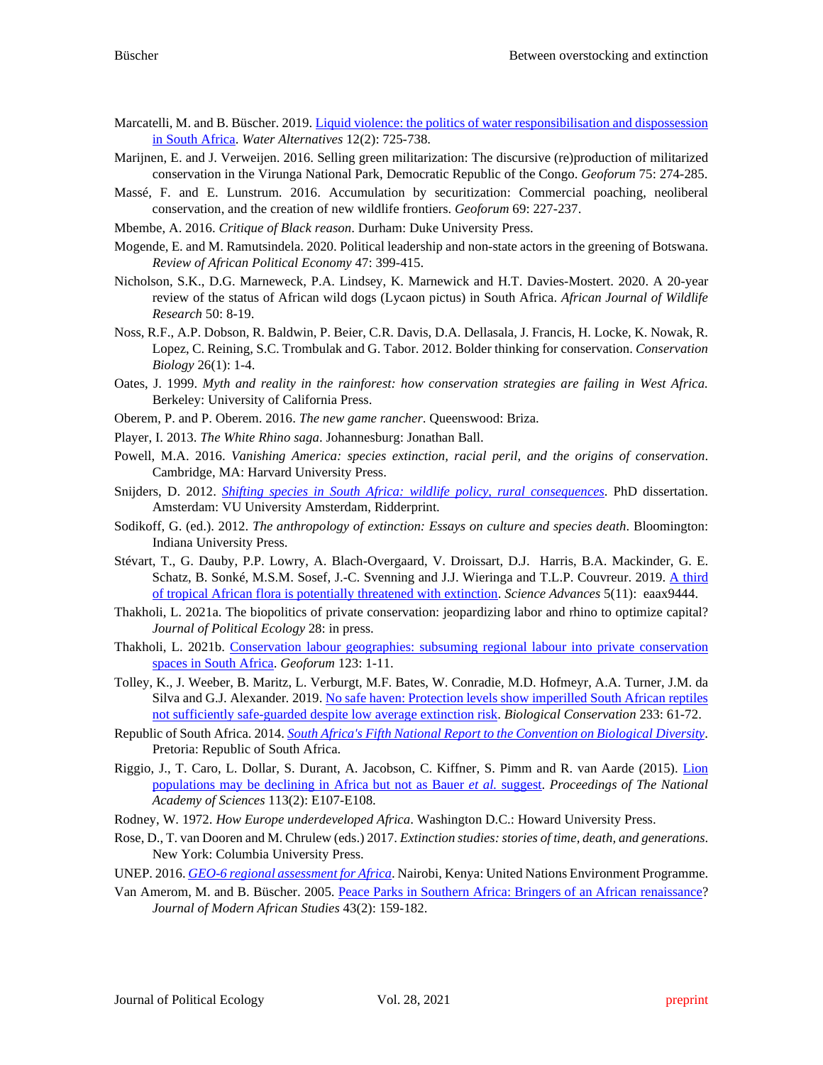Marcatelli, M. and B. Büscher. 2019. Liquid violence: the politics of water responsibilisation and dispossession in South Africa. *Water Alternatives* 12(2): 725-738.

Marijnen, E. and J. Verweijen. 2016. Selling green militarization: The discursive (re)production of militarized conservation in the Virunga National Park, Democratic Republic of the Congo. *Geoforum* 75: 274-285.

Massé, F. and E. Lunstrum. 2016. Accumulation by securitization: Commercial poaching, neoliberal conservation, and the creation of new wildlife frontiers. *Geoforum* 69: 227-237.

Mbembe, A. 2016. *Critique of Black reason*. Durham: Duke University Press.

Mogende, E. and M. Ramutsindela. 2020. Political leadership and non-state actors in the greening of Botswana. *Review of African Political Economy* 47: 399-415.

Nicholson, S.K., D.G. Marneweck, P.A. Lindsey, K. Marnewick and H.T. Davies-Mostert. 2020. A 20-year review of the status of African wild dogs (Lycaon pictus) in South Africa. *African Journal of Wildlife Research* 50: 8-19.

Noss, R.F., A.P. Dobson, R. Baldwin, P. Beier, C.R. Davis, D.A. Dellasala, J. Francis, H. Locke, K. Nowak, R. Lopez, C. Reining, S.C. Trombulak and G. Tabor. 2012. Bolder thinking for conservation. *Conservation Biology* 26(1): 1-4.

Oates, J. 1999. *Myth and reality in the rainforest: how conservation strategies are failing in West Africa.* Berkeley: University of California Press.

Oberem, P. and P. Oberem. 2016. *The new game rancher*. Queenswood: Briza.

Player, I. 2013. *The White Rhino saga*. Johannesburg: Jonathan Ball.

Powell, M.A. 2016. *Vanishing America: species extinction, racial peril, and the origins of conservation*. Cambridge, MA: Harvard University Press.

Snijders, D. 2012. *Shifting species in South Africa: wildlife policy, rural consequences*. PhD dissertation. Amsterdam: VU University Amsterdam, Ridderprint.

Sodikoff, G. (ed.). 2012. *The anthropology of extinction: Essays on culture and species death*. Bloomington: Indiana University Press.

Stévart, T., G. Dauby, P.P. Lowry, A. Blach-Overgaard, V. Droissart, D.J. Harris, B.A. Mackinder, G. E. Schatz, B. Sonké, M.S.M. Sosef, J.-C. Svenning and J.J. Wieringa and T.L.P. Couvreur. 2019. A third of tropical African flora is potentially threatened with extinction. *Science Advances* 5(11): eaax9444.

Thakholi, L. 2021a. The biopolitics of private conservation: jeopardizing labor and rhino to optimize capital? *Journal of Political Ecology* 28: in press.

Thakholi, L. 2021b. Conservation labour geographies: subsuming regional labour into private conservation spaces in South Africa. *Geoforum* 123: 1-11.

Tolley, K., J. Weeber, B. Maritz, L. Verburgt, M.F. Bates, W. Conradie, M.D. Hofmeyr, A.A. Turner, J.M. da Silva and G.J. Alexander. 2019. No safe haven: Protection levels show imperilled South African reptiles not sufficiently safe-guarded despite low average extinction risk. *Biological Conservation* 233: 61-72.

Republic of South Africa. 2014. *South Africa's Fifth National Report to the Convention on Biological Diversity*. Pretoria: Republic of South Africa.

Riggio, J., T. Caro, L. Dollar, S. Durant, A. Jacobson, C. Kiffner, S. Pimm and R. van Aarde (2015). Lion populations may be declining in Africa but not as Bauer *et al.* suggest. *Proceedings of The National Academy of Sciences* 113(2): E107-E108.

Rodney, W. 1972. *How Europe underdeveloped Africa*. Washington D.C.: Howard University Press.

Rose, D., T. van Dooren and M. Chrulew (eds.) 2017. *Extinction studies: stories of time, death, and generations*. New York: Columbia University Press.

UNEP. 2016. *GEO-6 regional assessment for Africa*. Nairobi, Kenya: United Nations Environment Programme.

Van Amerom, M. and B. Büscher. 2005. Peace Parks in Southern Africa: Bringers of an African renaissance? *Journal of Modern African Studies* 43(2): 159-182.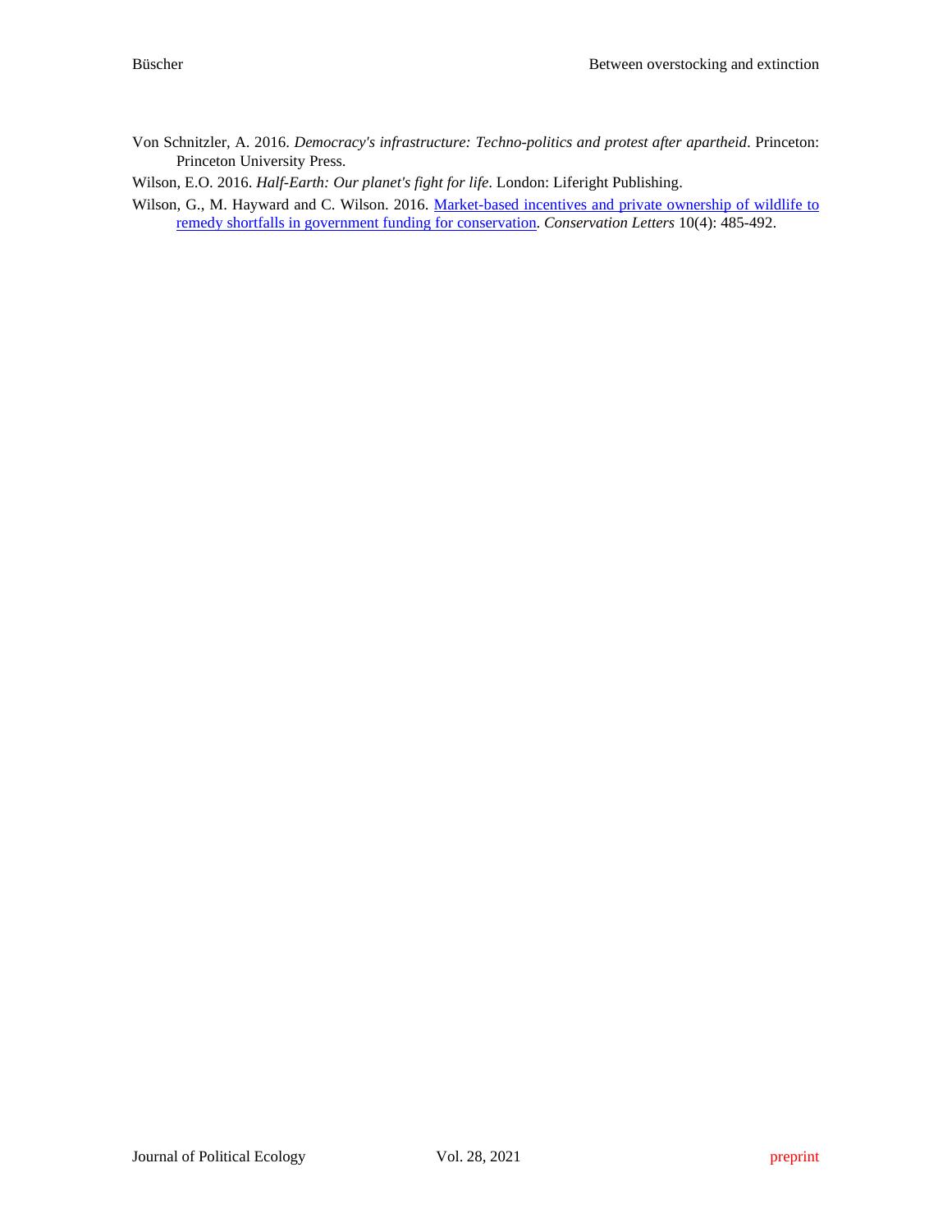Von Schnitzler, A. 2016. *Democracy's infrastructure: Techno-politics and protest after apartheid*. Princeton: Princeton University Press.

Wilson, E.O. 2016. *Half-Earth: Our planet's fight for life*. London: Liferight Publishing.

Wilson, G., M. Hayward and C. Wilson. 2016. Market-based incentives and private ownership of wildlife to remedy shortfalls in government funding for conservation. *Conservation Letters* 10(4): 485-492.